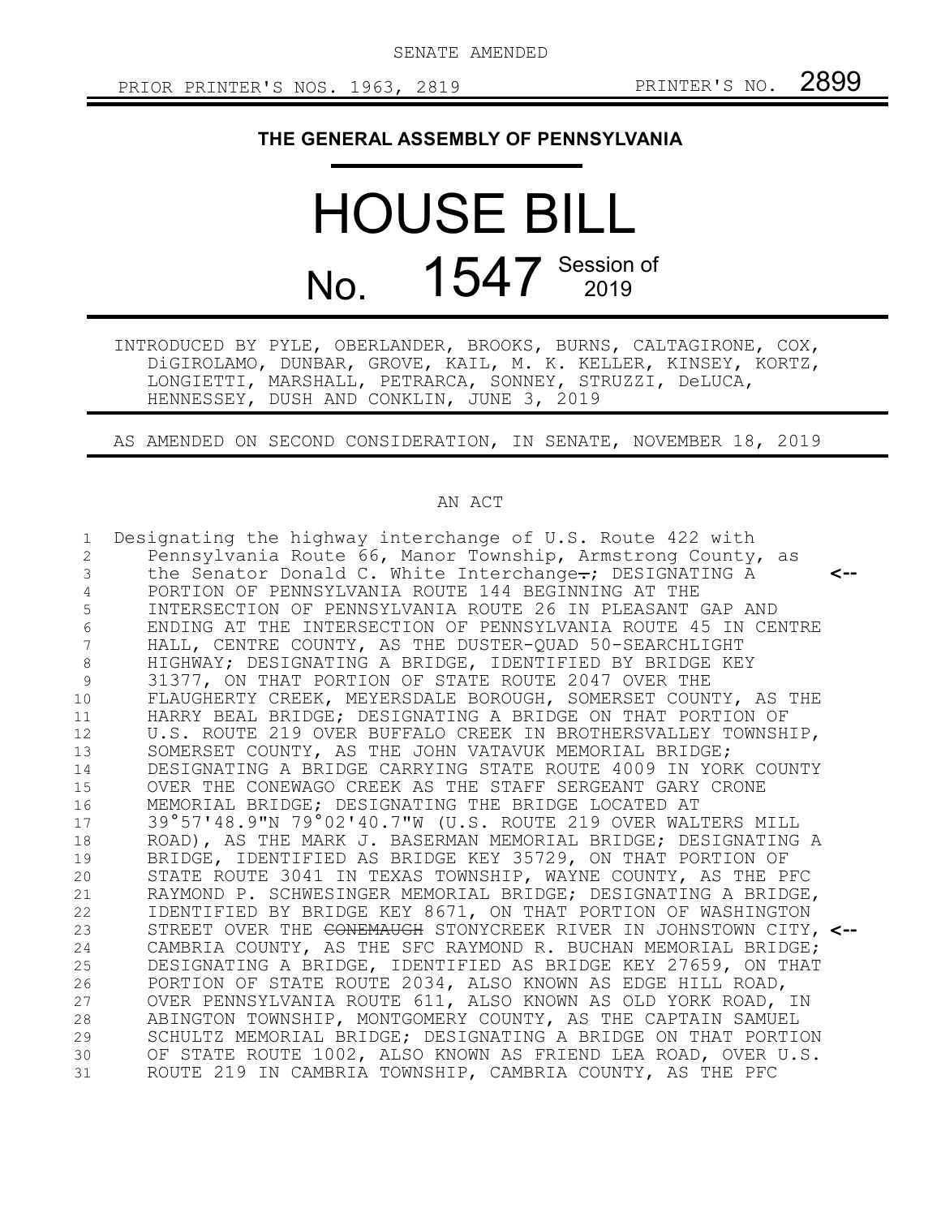SENATE AMENDED

PRIOR PRINTER'S NOS. 1963, 2819 PRINTER'S NO. 2899

# THE GENERAL ASSEMBLY OF PENNSYLVANIA

# HOUSE BILL

## No. 1547 Session of 2019

INTRODUCED BY PYLE, OBERLANDER, BROOKS, BURNS, CALTAGIRONE, COX, DiGIROLAMO, DUNBAR, GROVE, KAIL, M. K. KELLER, KINSEY, KORTZ, LONGIETTI, MARSHALL, PETRARCA, SONNEY, STRUZZI, DeLUCA, HENNESSEY, DUSH AND CONKLIN, JUNE 3, 2019

AS AMENDED ON SECOND CONSIDERATION, IN SENATE, NOVEMBER 18, 2019

AN ACT

1 Designating the highway interchange of U.S. Route 422 with
2 Pennsylvania Route 66, Manor Township, Armstrong County, as
3 the Senator Donald C. White Interchange~~.~~; DESIGNATING A <--
4 PORTION OF PENNSYLVANIA ROUTE 144 BEGINNING AT THE
5 INTERSECTION OF PENNSYLVANIA ROUTE 26 IN PLEASANT GAP AND
6 ENDING AT THE INTERSECTION OF PENNSYLVANIA ROUTE 45 IN CENTRE
7 HALL, CENTRE COUNTY, AS THE DUSTER-QUAD 50-SEARCHLIGHT
8 HIGHWAY; DESIGNATING A BRIDGE, IDENTIFIED BY BRIDGE KEY
9 31377, ON THAT PORTION OF STATE ROUTE 2047 OVER THE
10 FLAUGHERTY CREEK, MEYERSDALE BOROUGH, SOMERSET COUNTY, AS THE
11 HARRY BEAL BRIDGE; DESIGNATING A BRIDGE ON THAT PORTION OF
12 U.S. ROUTE 219 OVER BUFFALO CREEK IN BROTHERSVALLEY TOWNSHIP,
13 SOMERSET COUNTY, AS THE JOHN VATAVUK MEMORIAL BRIDGE;
14 DESIGNATING A BRIDGE CARRYING STATE ROUTE 4009 IN YORK COUNTY
15 OVER THE CONEWAGO CREEK AS THE STAFF SERGEANT GARY CRONE
16 MEMORIAL BRIDGE; DESIGNATING THE BRIDGE LOCATED AT
17 39°57'48.9"N 79°02'40.7"W (U.S. ROUTE 219 OVER WALTERS MILL
18 ROAD), AS THE MARK J. BASERMAN MEMORIAL BRIDGE; DESIGNATING A
19 BRIDGE, IDENTIFIED AS BRIDGE KEY 35729, ON THAT PORTION OF
20 STATE ROUTE 3041 IN TEXAS TOWNSHIP, WAYNE COUNTY, AS THE PFC
21 RAYMOND P. SCHWESINGER MEMORIAL BRIDGE; DESIGNATING A BRIDGE,
22 IDENTIFIED BY BRIDGE KEY 8671, ON THAT PORTION OF WASHINGTON
23 STREET OVER THE ~~CONEMAUGH~~ STONYCREEK RIVER IN JOHNSTOWN CITY, <--
24 CAMBRIA COUNTY, AS THE SFC RAYMOND R. BUCHAN MEMORIAL BRIDGE;
25 DESIGNATING A BRIDGE, IDENTIFIED AS BRIDGE KEY 27659, ON THAT
26 PORTION OF STATE ROUTE 2034, ALSO KNOWN AS EDGE HILL ROAD,
27 OVER PENNSYLVANIA ROUTE 611, ALSO KNOWN AS OLD YORK ROAD, IN
28 ABINGTON TOWNSHIP, MONTGOMERY COUNTY, AS THE CAPTAIN SAMUEL
29 SCHULTZ MEMORIAL BRIDGE; DESIGNATING A BRIDGE ON THAT PORTION
30 OF STATE ROUTE 1002, ALSO KNOWN AS FRIEND LEA ROAD, OVER U.S.
31 ROUTE 219 IN CAMBRIA TOWNSHIP, CAMBRIA COUNTY, AS THE PFC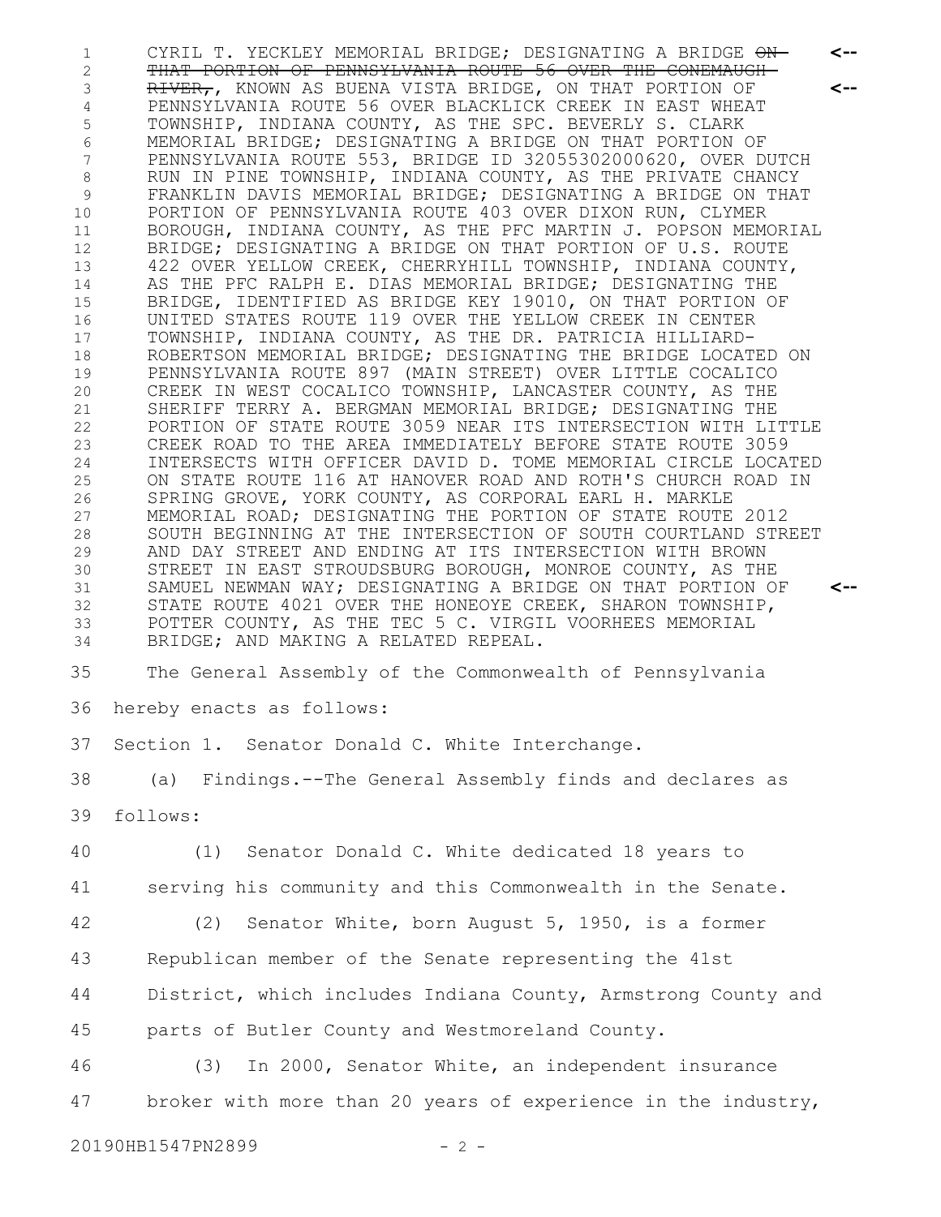CYRIL T. YECKLEY MEMORIAL BRIDGE; DESIGNATING A BRIDGE ~~ON THAT PORTION OF PENNSYLVANIA ROUTE 56 OVER THE CONEMAUGH RIVER,~~, KNOWN AS BUENA VISTA BRIDGE, ON THAT PORTION OF PENNSYLVANIA ROUTE 56 OVER BLACKLICK CREEK IN EAST WHEAT TOWNSHIP, INDIANA COUNTY, AS THE SPC. BEVERLY S. CLARK MEMORIAL BRIDGE; DESIGNATING A BRIDGE ON THAT PORTION OF PENNSYLVANIA ROUTE 553, BRIDGE ID 32055302000620, OVER DUTCH RUN IN PINE TOWNSHIP, INDIANA COUNTY, AS THE PRIVATE CHANCY FRANKLIN DAVIS MEMORIAL BRIDGE; DESIGNATING A BRIDGE ON THAT PORTION OF PENNSYLVANIA ROUTE 403 OVER DIXON RUN, CLYMER BOROUGH, INDIANA COUNTY, AS THE PFC MARTIN J. POPSON MEMORIAL BRIDGE; DESIGNATING A BRIDGE ON THAT PORTION OF U.S. ROUTE 422 OVER YELLOW CREEK, CHERRYHILL TOWNSHIP, INDIANA COUNTY, AS THE PFC RALPH E. DIAS MEMORIAL BRIDGE; DESIGNATING THE BRIDGE, IDENTIFIED AS BRIDGE KEY 19010, ON THAT PORTION OF UNITED STATES ROUTE 119 OVER THE YELLOW CREEK IN CENTER TOWNSHIP, INDIANA COUNTY, AS THE DR. PATRICIA HILLIARD-ROBERTSON MEMORIAL BRIDGE; DESIGNATING THE BRIDGE LOCATED ON PENNSYLVANIA ROUTE 897 (MAIN STREET) OVER LITTLE COCALICO CREEK IN WEST COCALICO TOWNSHIP, LANCASTER COUNTY, AS THE SHERIFF TERRY A. BERGMAN MEMORIAL BRIDGE; DESIGNATING THE PORTION OF STATE ROUTE 3059 NEAR ITS INTERSECTION WITH LITTLE CREEK ROAD TO THE AREA IMMEDIATELY BEFORE STATE ROUTE 3059 INTERSECTS WITH OFFICER DAVID D. TOME MEMORIAL CIRCLE LOCATED ON STATE ROUTE 116 AT HANOVER ROAD AND ROTH'S CHURCH ROAD IN SPRING GROVE, YORK COUNTY, AS CORPORAL EARL H. MARKLE MEMORIAL ROAD; DESIGNATING THE PORTION OF STATE ROUTE 2012 SOUTH BEGINNING AT THE INTERSECTION OF SOUTH COURTLAND STREET AND DAY STREET AND ENDING AT ITS INTERSECTION WITH BROWN STREET IN EAST STROUDSBURG BOROUGH, MONROE COUNTY, AS THE SAMUEL NEWMAN WAY; DESIGNATING A BRIDGE ON THAT PORTION OF STATE ROUTE 4021 OVER THE HONEOYE CREEK, SHARON TOWNSHIP, POTTER COUNTY, AS THE TEC 5 C. VIRGIL VOORHEES MEMORIAL BRIDGE; AND MAKING A RELATED REPEAL.

The General Assembly of the Commonwealth of Pennsylvania hereby enacts as follows:

Section 1. Senator Donald C. White Interchange.

(a) Findings.--The General Assembly finds and declares as follows:

(1) Senator Donald C. White dedicated 18 years to serving his community and this Commonwealth in the Senate.

(2) Senator White, born August 5, 1950, is a former Republican member of the Senate representing the 41st District, which includes Indiana County, Armstrong County and parts of Butler County and Westmoreland County.

(3) In 2000, Senator White, an independent insurance broker with more than 20 years of experience in the industry,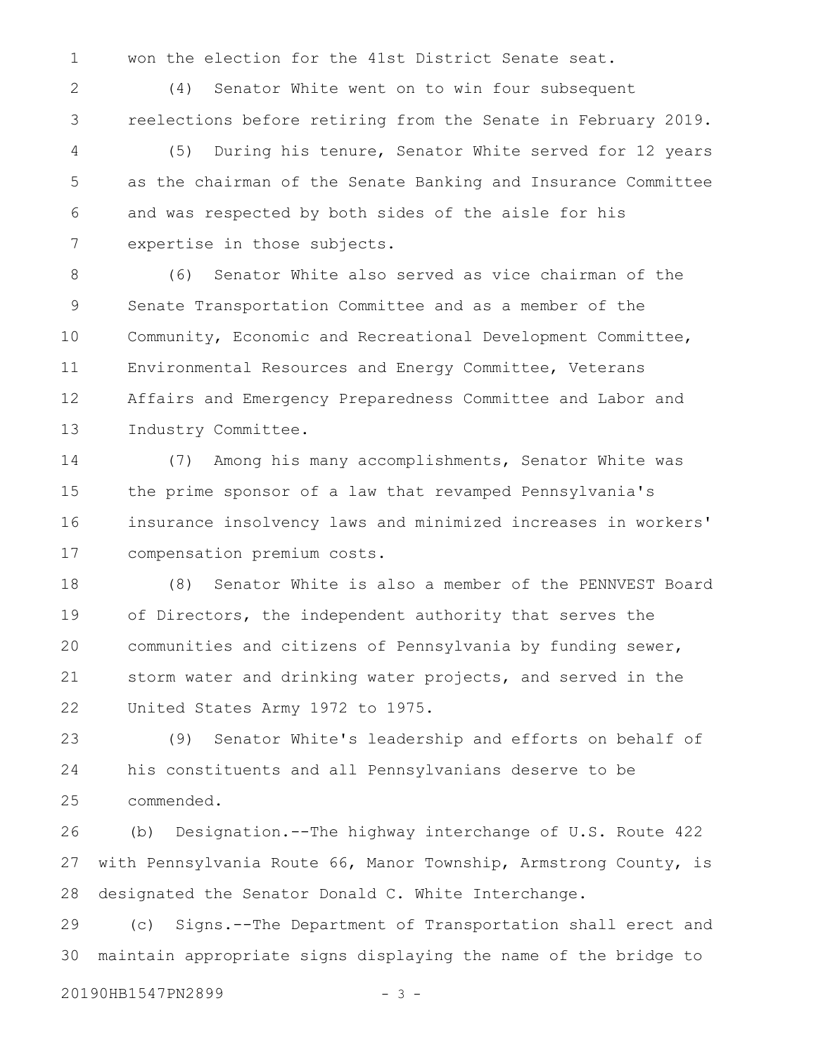won the election for the 41st District Senate seat.

(4) Senator White went on to win four subsequent reelections before retiring from the Senate in February 2019.

(5) During his tenure, Senator White served for 12 years as the chairman of the Senate Banking and Insurance Committee and was respected by both sides of the aisle for his expertise in those subjects.

(6) Senator White also served as vice chairman of the Senate Transportation Committee and as a member of the Community, Economic and Recreational Development Committee, Environmental Resources and Energy Committee, Veterans Affairs and Emergency Preparedness Committee and Labor and Industry Committee.

(7) Among his many accomplishments, Senator White was the prime sponsor of a law that revamped Pennsylvania's insurance insolvency laws and minimized increases in workers' compensation premium costs.

(8) Senator White is also a member of the PENNVEST Board of Directors, the independent authority that serves the communities and citizens of Pennsylvania by funding sewer, storm water and drinking water projects, and served in the United States Army 1972 to 1975.

(9) Senator White's leadership and efforts on behalf of his constituents and all Pennsylvanians deserve to be commended.

(b) Designation.--The highway interchange of U.S. Route 422 with Pennsylvania Route 66, Manor Township, Armstrong County, is designated the Senator Donald C. White Interchange.

(c) Signs.--The Department of Transportation shall erect and maintain appropriate signs displaying the name of the bridge to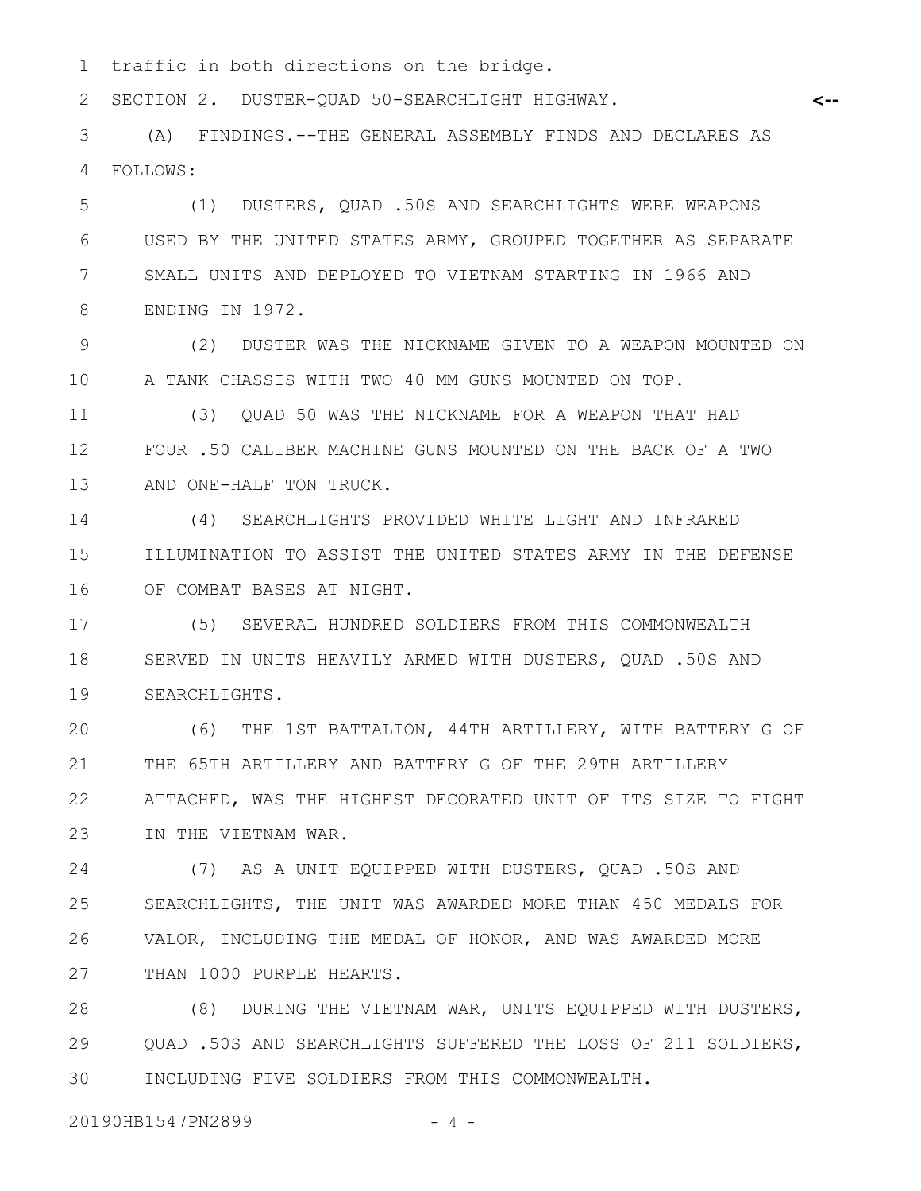traffic in both directions on the bridge.

SECTION 2. DUSTER-QUAD 50-SEARCHLIGHT HIGHWAY.

(A) FINDINGS.--THE GENERAL ASSEMBLY FINDS AND DECLARES AS FOLLOWS:

(1) DUSTERS, QUAD .50S AND SEARCHLIGHTS WERE WEAPONS USED BY THE UNITED STATES ARMY, GROUPED TOGETHER AS SEPARATE SMALL UNITS AND DEPLOYED TO VIETNAM STARTING IN 1966 AND ENDING IN 1972.

(2) DUSTER WAS THE NICKNAME GIVEN TO A WEAPON MOUNTED ON A TANK CHASSIS WITH TWO 40 MM GUNS MOUNTED ON TOP.

(3) QUAD 50 WAS THE NICKNAME FOR A WEAPON THAT HAD FOUR .50 CALIBER MACHINE GUNS MOUNTED ON THE BACK OF A TWO AND ONE-HALF TON TRUCK.

(4) SEARCHLIGHTS PROVIDED WHITE LIGHT AND INFRARED ILLUMINATION TO ASSIST THE UNITED STATES ARMY IN THE DEFENSE OF COMBAT BASES AT NIGHT.

(5) SEVERAL HUNDRED SOLDIERS FROM THIS COMMONWEALTH SERVED IN UNITS HEAVILY ARMED WITH DUSTERS, QUAD .50S AND SEARCHLIGHTS.

(6) THE 1ST BATTALION, 44TH ARTILLERY, WITH BATTERY G OF THE 65TH ARTILLERY AND BATTERY G OF THE 29TH ARTILLERY ATTACHED, WAS THE HIGHEST DECORATED UNIT OF ITS SIZE TO FIGHT IN THE VIETNAM WAR.

(7) AS A UNIT EQUIPPED WITH DUSTERS, QUAD .50S AND SEARCHLIGHTS, THE UNIT WAS AWARDED MORE THAN 450 MEDALS FOR VALOR, INCLUDING THE MEDAL OF HONOR, AND WAS AWARDED MORE THAN 1000 PURPLE HEARTS.

(8) DURING THE VIETNAM WAR, UNITS EQUIPPED WITH DUSTERS, QUAD .50S AND SEARCHLIGHTS SUFFERED THE LOSS OF 211 SOLDIERS, INCLUDING FIVE SOLDIERS FROM THIS COMMONWEALTH.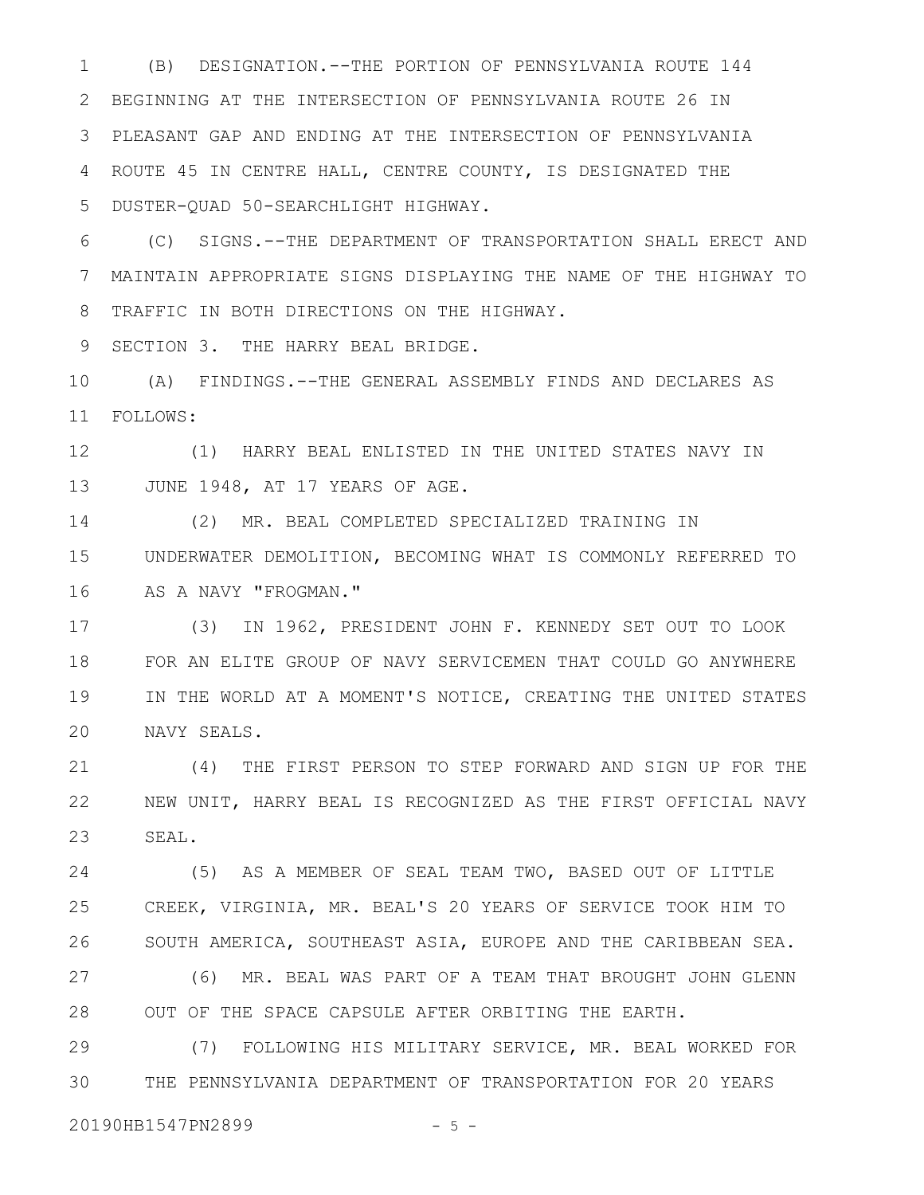(B) DESIGNATION.--THE PORTION OF PENNSYLVANIA ROUTE 144 BEGINNING AT THE INTERSECTION OF PENNSYLVANIA ROUTE 26 IN PLEASANT GAP AND ENDING AT THE INTERSECTION OF PENNSYLVANIA ROUTE 45 IN CENTRE HALL, CENTRE COUNTY, IS DESIGNATED THE DUSTER-QUAD 50-SEARCHLIGHT HIGHWAY.

(C) SIGNS.--THE DEPARTMENT OF TRANSPORTATION SHALL ERECT AND MAINTAIN APPROPRIATE SIGNS DISPLAYING THE NAME OF THE HIGHWAY TO TRAFFIC IN BOTH DIRECTIONS ON THE HIGHWAY.

SECTION 3. THE HARRY BEAL BRIDGE.

(A) FINDINGS.--THE GENERAL ASSEMBLY FINDS AND DECLARES AS FOLLOWS:

(1) HARRY BEAL ENLISTED IN THE UNITED STATES NAVY IN JUNE 1948, AT 17 YEARS OF AGE.

(2) MR. BEAL COMPLETED SPECIALIZED TRAINING IN UNDERWATER DEMOLITION, BECOMING WHAT IS COMMONLY REFERRED TO AS A NAVY "FROGMAN."

(3) IN 1962, PRESIDENT JOHN F. KENNEDY SET OUT TO LOOK FOR AN ELITE GROUP OF NAVY SERVICEMEN THAT COULD GO ANYWHERE IN THE WORLD AT A MOMENT'S NOTICE, CREATING THE UNITED STATES NAVY SEALS.

(4) THE FIRST PERSON TO STEP FORWARD AND SIGN UP FOR THE NEW UNIT, HARRY BEAL IS RECOGNIZED AS THE FIRST OFFICIAL NAVY SEAL.

(5) AS A MEMBER OF SEAL TEAM TWO, BASED OUT OF LITTLE CREEK, VIRGINIA, MR. BEAL'S 20 YEARS OF SERVICE TOOK HIM TO SOUTH AMERICA, SOUTHEAST ASIA, EUROPE AND THE CARIBBEAN SEA.

(6) MR. BEAL WAS PART OF A TEAM THAT BROUGHT JOHN GLENN OUT OF THE SPACE CAPSULE AFTER ORBITING THE EARTH.

(7) FOLLOWING HIS MILITARY SERVICE, MR. BEAL WORKED FOR THE PENNSYLVANIA DEPARTMENT OF TRANSPORTATION FOR 20 YEARS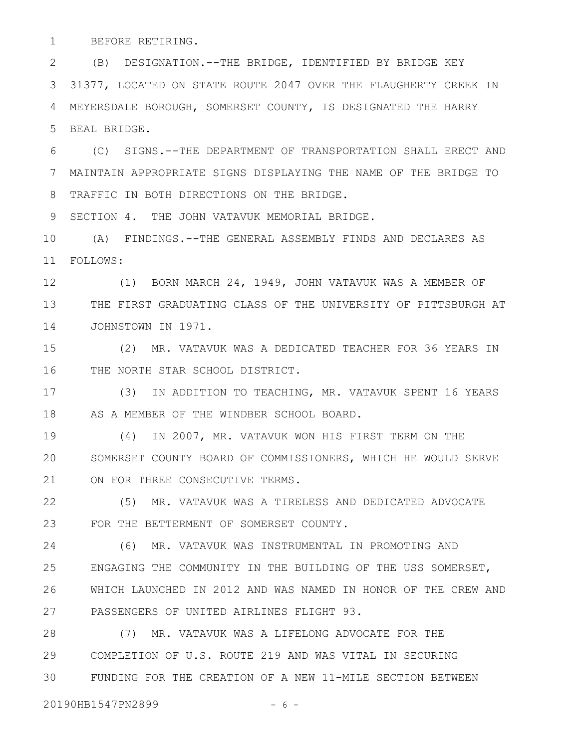BEFORE RETIRING.

(B) DESIGNATION.--THE BRIDGE, IDENTIFIED BY BRIDGE KEY 31377, LOCATED ON STATE ROUTE 2047 OVER THE FLAUGHERTY CREEK IN MEYERSDALE BOROUGH, SOMERSET COUNTY, IS DESIGNATED THE HARRY BEAL BRIDGE.

(C) SIGNS.--THE DEPARTMENT OF TRANSPORTATION SHALL ERECT AND MAINTAIN APPROPRIATE SIGNS DISPLAYING THE NAME OF THE BRIDGE TO TRAFFIC IN BOTH DIRECTIONS ON THE BRIDGE.

SECTION 4. THE JOHN VATAVUK MEMORIAL BRIDGE.

(A) FINDINGS.--THE GENERAL ASSEMBLY FINDS AND DECLARES AS FOLLOWS:

(1) BORN MARCH 24, 1949, JOHN VATAVUK WAS A MEMBER OF THE FIRST GRADUATING CLASS OF THE UNIVERSITY OF PITTSBURGH AT JOHNSTOWN IN 1971.

(2) MR. VATAVUK WAS A DEDICATED TEACHER FOR 36 YEARS IN THE NORTH STAR SCHOOL DISTRICT.

(3) IN ADDITION TO TEACHING, MR. VATAVUK SPENT 16 YEARS AS A MEMBER OF THE WINDBER SCHOOL BOARD.

(4) IN 2007, MR. VATAVUK WON HIS FIRST TERM ON THE SOMERSET COUNTY BOARD OF COMMISSIONERS, WHICH HE WOULD SERVE ON FOR THREE CONSECUTIVE TERMS.

(5) MR. VATAVUK WAS A TIRELESS AND DEDICATED ADVOCATE FOR THE BETTERMENT OF SOMERSET COUNTY.

(6) MR. VATAVUK WAS INSTRUMENTAL IN PROMOTING AND ENGAGING THE COMMUNITY IN THE BUILDING OF THE USS SOMERSET, WHICH LAUNCHED IN 2012 AND WAS NAMED IN HONOR OF THE CREW AND PASSENGERS OF UNITED AIRLINES FLIGHT 93.

(7) MR. VATAVUK WAS A LIFELONG ADVOCATE FOR THE COMPLETION OF U.S. ROUTE 219 AND WAS VITAL IN SECURING FUNDING FOR THE CREATION OF A NEW 11-MILE SECTION BETWEEN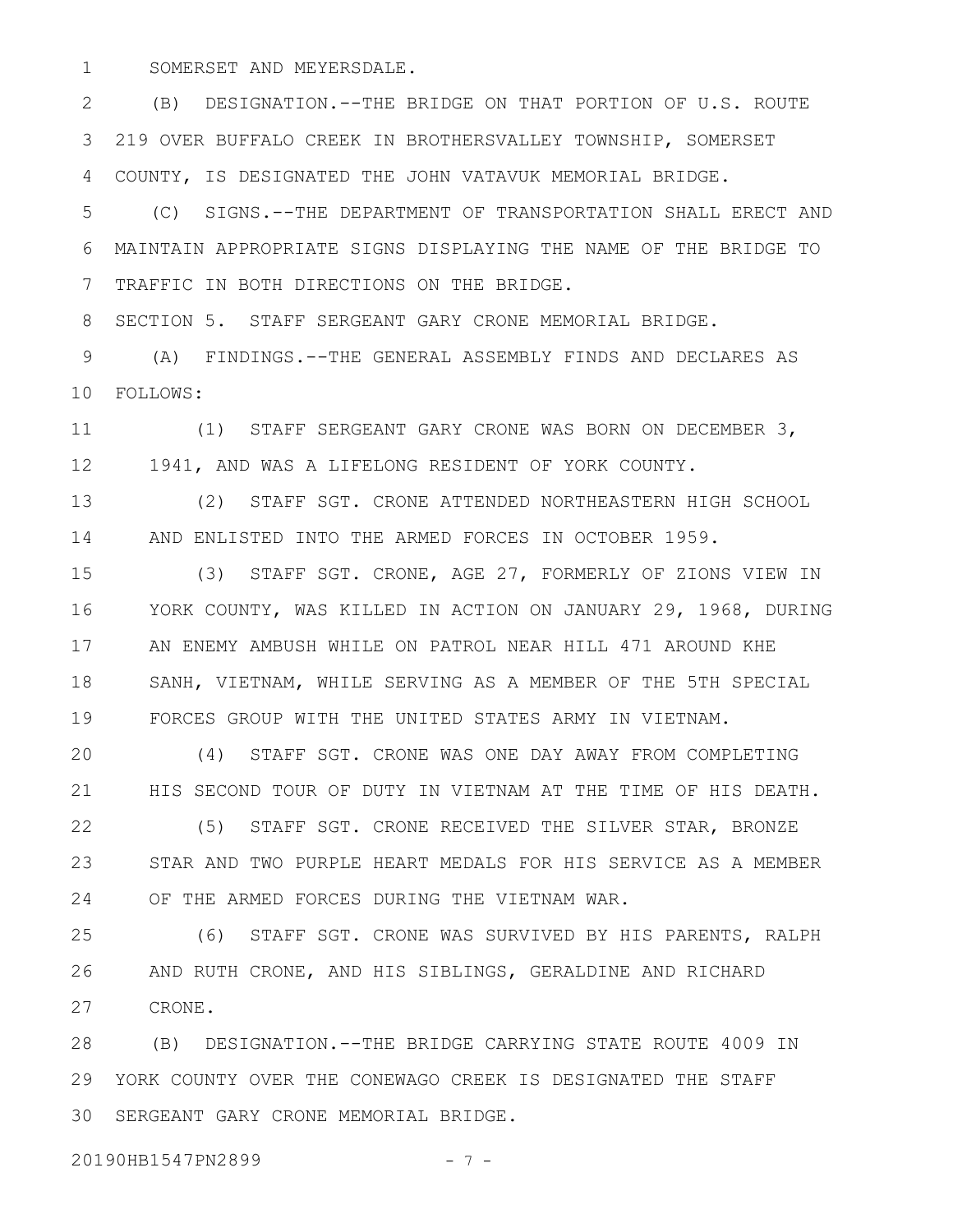SOMERSET AND MEYERSDALE.

(B) DESIGNATION.--THE BRIDGE ON THAT PORTION OF U.S. ROUTE 219 OVER BUFFALO CREEK IN BROTHERSVALLEY TOWNSHIP, SOMERSET COUNTY, IS DESIGNATED THE JOHN VATAVUK MEMORIAL BRIDGE.

(C) SIGNS.--THE DEPARTMENT OF TRANSPORTATION SHALL ERECT AND MAINTAIN APPROPRIATE SIGNS DISPLAYING THE NAME OF THE BRIDGE TO TRAFFIC IN BOTH DIRECTIONS ON THE BRIDGE.

SECTION 5. STAFF SERGEANT GARY CRONE MEMORIAL BRIDGE.

(A) FINDINGS.--THE GENERAL ASSEMBLY FINDS AND DECLARES AS FOLLOWS:

(1) STAFF SERGEANT GARY CRONE WAS BORN ON DECEMBER 3, 1941, AND WAS A LIFELONG RESIDENT OF YORK COUNTY.

(2) STAFF SGT. CRONE ATTENDED NORTHEASTERN HIGH SCHOOL AND ENLISTED INTO THE ARMED FORCES IN OCTOBER 1959.

(3) STAFF SGT. CRONE, AGE 27, FORMERLY OF ZIONS VIEW IN YORK COUNTY, WAS KILLED IN ACTION ON JANUARY 29, 1968, DURING AN ENEMY AMBUSH WHILE ON PATROL NEAR HILL 471 AROUND KHE SANH, VIETNAM, WHILE SERVING AS A MEMBER OF THE 5TH SPECIAL FORCES GROUP WITH THE UNITED STATES ARMY IN VIETNAM.

(4) STAFF SGT. CRONE WAS ONE DAY AWAY FROM COMPLETING HIS SECOND TOUR OF DUTY IN VIETNAM AT THE TIME OF HIS DEATH.

(5) STAFF SGT. CRONE RECEIVED THE SILVER STAR, BRONZE STAR AND TWO PURPLE HEART MEDALS FOR HIS SERVICE AS A MEMBER OF THE ARMED FORCES DURING THE VIETNAM WAR.

(6) STAFF SGT. CRONE WAS SURVIVED BY HIS PARENTS, RALPH AND RUTH CRONE, AND HIS SIBLINGS, GERALDINE AND RICHARD CRONE.

(B) DESIGNATION.--THE BRIDGE CARRYING STATE ROUTE 4009 IN YORK COUNTY OVER THE CONEWAGO CREEK IS DESIGNATED THE STAFF SERGEANT GARY CRONE MEMORIAL BRIDGE.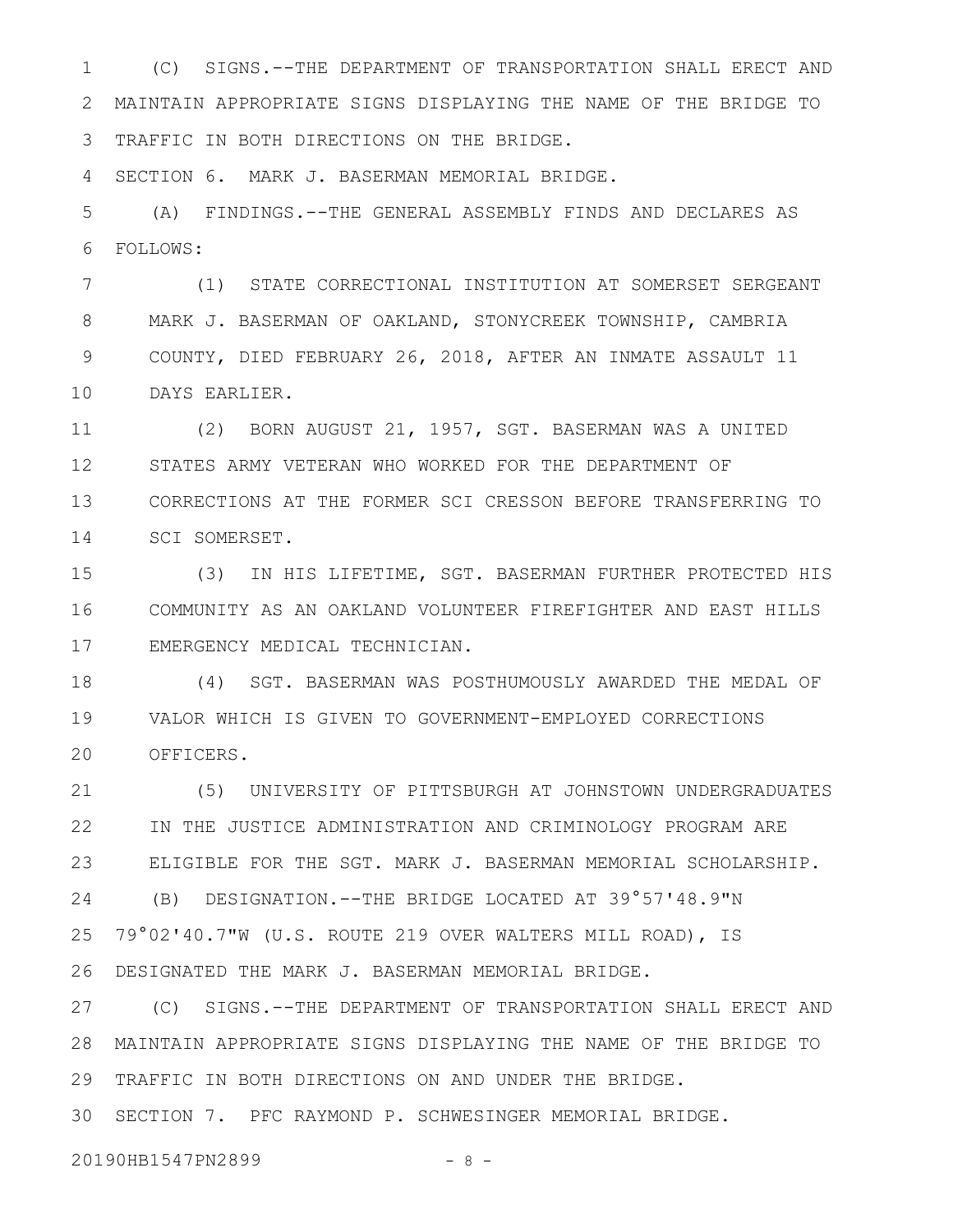(C) SIGNS.--THE DEPARTMENT OF TRANSPORTATION SHALL ERECT AND MAINTAIN APPROPRIATE SIGNS DISPLAYING THE NAME OF THE BRIDGE TO TRAFFIC IN BOTH DIRECTIONS ON THE BRIDGE.

SECTION 6. MARK J. BASERMAN MEMORIAL BRIDGE.

(A) FINDINGS.--THE GENERAL ASSEMBLY FINDS AND DECLARES AS FOLLOWS:

(1) STATE CORRECTIONAL INSTITUTION AT SOMERSET SERGEANT MARK J. BASERMAN OF OAKLAND, STONYCREEK TOWNSHIP, CAMBRIA COUNTY, DIED FEBRUARY 26, 2018, AFTER AN INMATE ASSAULT 11 DAYS EARLIER.

(2) BORN AUGUST 21, 1957, SGT. BASERMAN WAS A UNITED STATES ARMY VETERAN WHO WORKED FOR THE DEPARTMENT OF CORRECTIONS AT THE FORMER SCI CRESSON BEFORE TRANSFERRING TO SCI SOMERSET.

(3) IN HIS LIFETIME, SGT. BASERMAN FURTHER PROTECTED HIS COMMUNITY AS AN OAKLAND VOLUNTEER FIREFIGHTER AND EAST HILLS EMERGENCY MEDICAL TECHNICIAN.

(4) SGT. BASERMAN WAS POSTHUMOUSLY AWARDED THE MEDAL OF VALOR WHICH IS GIVEN TO GOVERNMENT-EMPLOYED CORRECTIONS OFFICERS.

(5) UNIVERSITY OF PITTSBURGH AT JOHNSTOWN UNDERGRADUATES IN THE JUSTICE ADMINISTRATION AND CRIMINOLOGY PROGRAM ARE ELIGIBLE FOR THE SGT. MARK J. BASERMAN MEMORIAL SCHOLARSHIP.

(B) DESIGNATION.--THE BRIDGE LOCATED AT 39°57'48.9"N 79°02'40.7"W (U.S. ROUTE 219 OVER WALTERS MILL ROAD), IS DESIGNATED THE MARK J. BASERMAN MEMORIAL BRIDGE.

(C) SIGNS.--THE DEPARTMENT OF TRANSPORTATION SHALL ERECT AND MAINTAIN APPROPRIATE SIGNS DISPLAYING THE NAME OF THE BRIDGE TO TRAFFIC IN BOTH DIRECTIONS ON AND UNDER THE BRIDGE.

SECTION 7. PFC RAYMOND P. SCHWESINGER MEMORIAL BRIDGE.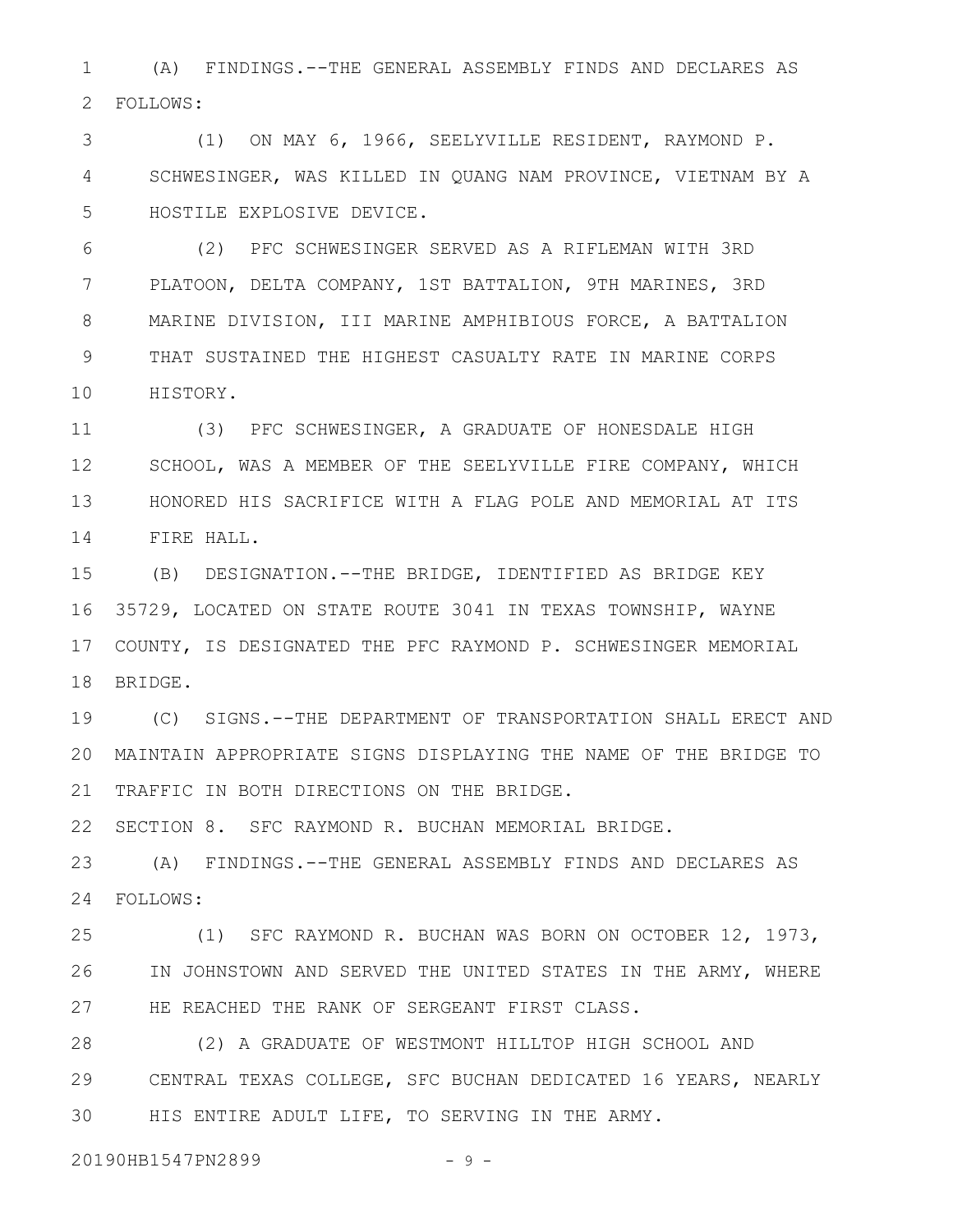(A) FINDINGS.--THE GENERAL ASSEMBLY FINDS AND DECLARES AS FOLLOWS:

(1) ON MAY 6, 1966, SEELYVILLE RESIDENT, RAYMOND P. SCHWESINGER, WAS KILLED IN QUANG NAM PROVINCE, VIETNAM BY A HOSTILE EXPLOSIVE DEVICE.

(2) PFC SCHWESINGER SERVED AS A RIFLEMAN WITH 3RD PLATOON, DELTA COMPANY, 1ST BATTALION, 9TH MARINES, 3RD MARINE DIVISION, III MARINE AMPHIBIOUS FORCE, A BATTALION THAT SUSTAINED THE HIGHEST CASUALTY RATE IN MARINE CORPS HISTORY.

(3) PFC SCHWESINGER, A GRADUATE OF HONESDALE HIGH SCHOOL, WAS A MEMBER OF THE SEELYVILLE FIRE COMPANY, WHICH HONORED HIS SACRIFICE WITH A FLAG POLE AND MEMORIAL AT ITS FIRE HALL.

(B) DESIGNATION.--THE BRIDGE, IDENTIFIED AS BRIDGE KEY 35729, LOCATED ON STATE ROUTE 3041 IN TEXAS TOWNSHIP, WAYNE COUNTY, IS DESIGNATED THE PFC RAYMOND P. SCHWESINGER MEMORIAL BRIDGE.

(C) SIGNS.--THE DEPARTMENT OF TRANSPORTATION SHALL ERECT AND MAINTAIN APPROPRIATE SIGNS DISPLAYING THE NAME OF THE BRIDGE TO TRAFFIC IN BOTH DIRECTIONS ON THE BRIDGE.

SECTION 8. SFC RAYMOND R. BUCHAN MEMORIAL BRIDGE.

(A) FINDINGS.--THE GENERAL ASSEMBLY FINDS AND DECLARES AS FOLLOWS:

(1) SFC RAYMOND R. BUCHAN WAS BORN ON OCTOBER 12, 1973, IN JOHNSTOWN AND SERVED THE UNITED STATES IN THE ARMY, WHERE HE REACHED THE RANK OF SERGEANT FIRST CLASS.

(2) A GRADUATE OF WESTMONT HILLTOP HIGH SCHOOL AND CENTRAL TEXAS COLLEGE, SFC BUCHAN DEDICATED 16 YEARS, NEARLY HIS ENTIRE ADULT LIFE, TO SERVING IN THE ARMY.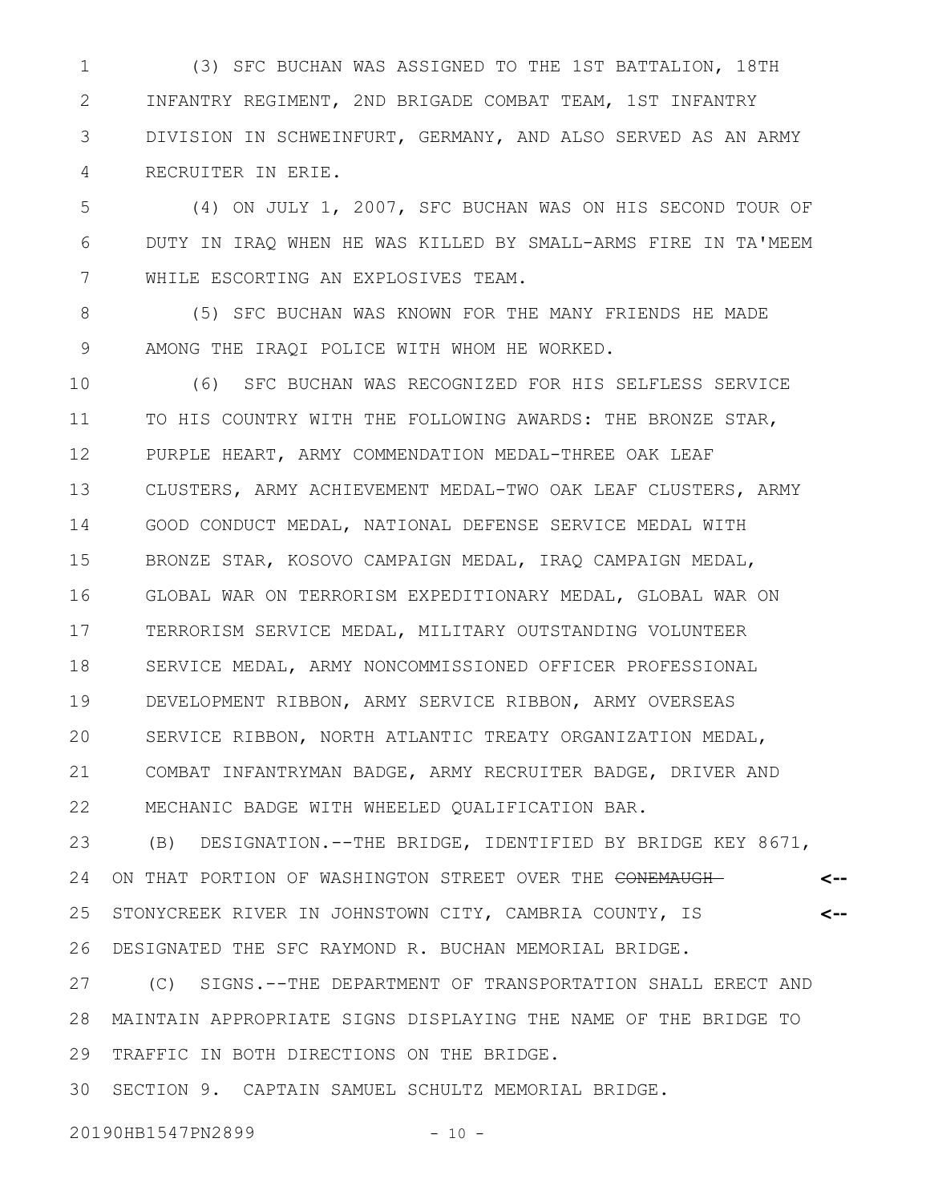(3) SFC BUCHAN WAS ASSIGNED TO THE 1ST BATTALION, 18TH INFANTRY REGIMENT, 2ND BRIGADE COMBAT TEAM, 1ST INFANTRY DIVISION IN SCHWEINFURT, GERMANY, AND ALSO SERVED AS AN ARMY RECRUITER IN ERIE.

(4) ON JULY 1, 2007, SFC BUCHAN WAS ON HIS SECOND TOUR OF DUTY IN IRAQ WHEN HE WAS KILLED BY SMALL-ARMS FIRE IN TA'MEEM WHILE ESCORTING AN EXPLOSIVES TEAM.

(5) SFC BUCHAN WAS KNOWN FOR THE MANY FRIENDS HE MADE AMONG THE IRAQI POLICE WITH WHOM HE WORKED.

(6) SFC BUCHAN WAS RECOGNIZED FOR HIS SELFLESS SERVICE TO HIS COUNTRY WITH THE FOLLOWING AWARDS: THE BRONZE STAR, PURPLE HEART, ARMY COMMENDATION MEDAL-THREE OAK LEAF CLUSTERS, ARMY ACHIEVEMENT MEDAL-TWO OAK LEAF CLUSTERS, ARMY GOOD CONDUCT MEDAL, NATIONAL DEFENSE SERVICE MEDAL WITH BRONZE STAR, KOSOVO CAMPAIGN MEDAL, IRAQ CAMPAIGN MEDAL, GLOBAL WAR ON TERRORISM EXPEDITIONARY MEDAL, GLOBAL WAR ON TERRORISM SERVICE MEDAL, MILITARY OUTSTANDING VOLUNTEER SERVICE MEDAL, ARMY NONCOMMISSIONED OFFICER PROFESSIONAL DEVELOPMENT RIBBON, ARMY SERVICE RIBBON, ARMY OVERSEAS SERVICE RIBBON, NORTH ATLANTIC TREATY ORGANIZATION MEDAL, COMBAT INFANTRYMAN BADGE, ARMY RECRUITER BADGE, DRIVER AND MECHANIC BADGE WITH WHEELED QUALIFICATION BAR.

(B) DESIGNATION.--THE BRIDGE, IDENTIFIED BY BRIDGE KEY 8671, ON THAT PORTION OF WASHINGTON STREET OVER THE ~~CONEMAUGH~~ STONYCREEK RIVER IN JOHNSTOWN CITY, CAMBRIA COUNTY, IS DESIGNATED THE SFC RAYMOND R. BUCHAN MEMORIAL BRIDGE.

(C) SIGNS.--THE DEPARTMENT OF TRANSPORTATION SHALL ERECT AND MAINTAIN APPROPRIATE SIGNS DISPLAYING THE NAME OF THE BRIDGE TO TRAFFIC IN BOTH DIRECTIONS ON THE BRIDGE.

SECTION 9. CAPTAIN SAMUEL SCHULTZ MEMORIAL BRIDGE.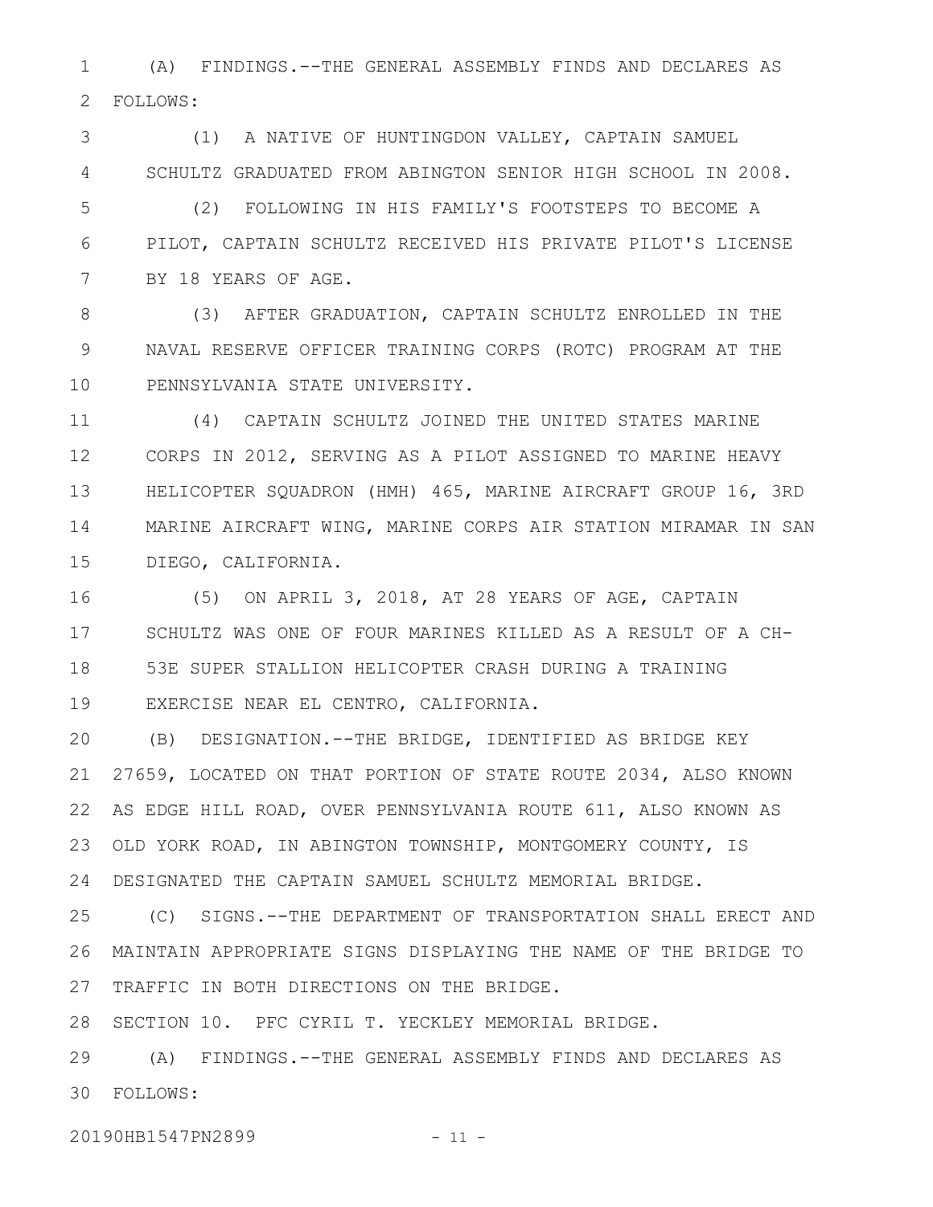(A) FINDINGS.--THE GENERAL ASSEMBLY FINDS AND DECLARES AS FOLLOWS:

(1) A NATIVE OF HUNTINGDON VALLEY, CAPTAIN SAMUEL SCHULTZ GRADUATED FROM ABINGTON SENIOR HIGH SCHOOL IN 2008.

(2) FOLLOWING IN HIS FAMILY'S FOOTSTEPS TO BECOME A PILOT, CAPTAIN SCHULTZ RECEIVED HIS PRIVATE PILOT'S LICENSE BY 18 YEARS OF AGE.

(3) AFTER GRADUATION, CAPTAIN SCHULTZ ENROLLED IN THE NAVAL RESERVE OFFICER TRAINING CORPS (ROTC) PROGRAM AT THE PENNSYLVANIA STATE UNIVERSITY.

(4) CAPTAIN SCHULTZ JOINED THE UNITED STATES MARINE CORPS IN 2012, SERVING AS A PILOT ASSIGNED TO MARINE HEAVY HELICOPTER SQUADRON (HMH) 465, MARINE AIRCRAFT GROUP 16, 3RD MARINE AIRCRAFT WING, MARINE CORPS AIR STATION MIRAMAR IN SAN DIEGO, CALIFORNIA.

(5) ON APRIL 3, 2018, AT 28 YEARS OF AGE, CAPTAIN SCHULTZ WAS ONE OF FOUR MARINES KILLED AS A RESULT OF A CH-53E SUPER STALLION HELICOPTER CRASH DURING A TRAINING EXERCISE NEAR EL CENTRO, CALIFORNIA.

(B) DESIGNATION.--THE BRIDGE, IDENTIFIED AS BRIDGE KEY 27659, LOCATED ON THAT PORTION OF STATE ROUTE 2034, ALSO KNOWN AS EDGE HILL ROAD, OVER PENNSYLVANIA ROUTE 611, ALSO KNOWN AS OLD YORK ROAD, IN ABINGTON TOWNSHIP, MONTGOMERY COUNTY, IS DESIGNATED THE CAPTAIN SAMUEL SCHULTZ MEMORIAL BRIDGE.

(C) SIGNS.--THE DEPARTMENT OF TRANSPORTATION SHALL ERECT AND MAINTAIN APPROPRIATE SIGNS DISPLAYING THE NAME OF THE BRIDGE TO TRAFFIC IN BOTH DIRECTIONS ON THE BRIDGE.

SECTION 10. PFC CYRIL T. YECKLEY MEMORIAL BRIDGE.

(A) FINDINGS.--THE GENERAL ASSEMBLY FINDS AND DECLARES AS FOLLOWS: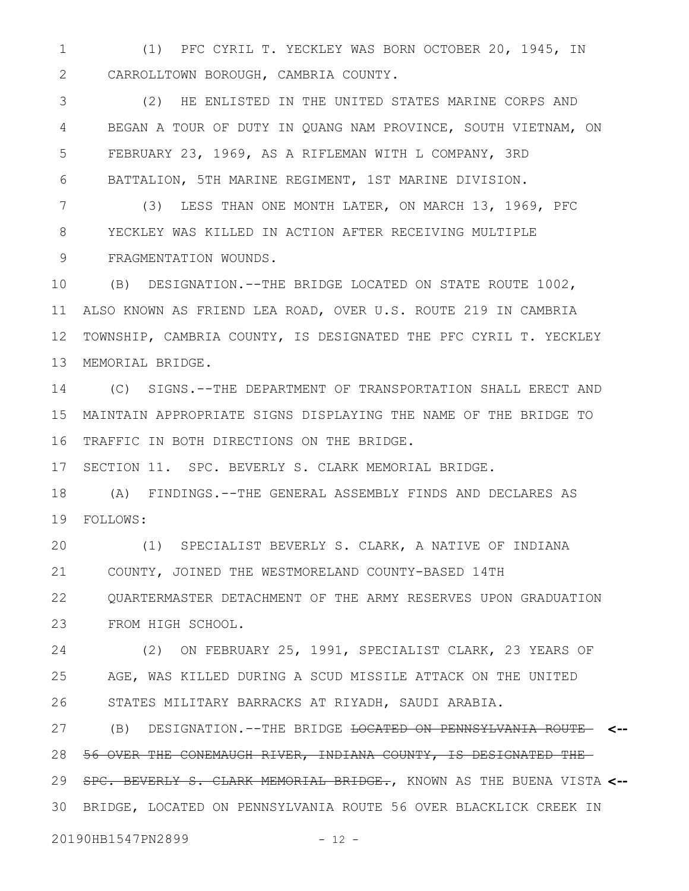(1) PFC CYRIL T. YECKLEY WAS BORN OCTOBER 20, 1945, IN CARROLLTOWN BOROUGH, CAMBRIA COUNTY.

(2) HE ENLISTED IN THE UNITED STATES MARINE CORPS AND BEGAN A TOUR OF DUTY IN QUANG NAM PROVINCE, SOUTH VIETNAM, ON FEBRUARY 23, 1969, AS A RIFLEMAN WITH L COMPANY, 3RD BATTALION, 5TH MARINE REGIMENT, 1ST MARINE DIVISION.

(3) LESS THAN ONE MONTH LATER, ON MARCH 13, 1969, PFC YECKLEY WAS KILLED IN ACTION AFTER RECEIVING MULTIPLE FRAGMENTATION WOUNDS.

(B) DESIGNATION.--THE BRIDGE LOCATED ON STATE ROUTE 1002, ALSO KNOWN AS FRIEND LEA ROAD, OVER U.S. ROUTE 219 IN CAMBRIA TOWNSHIP, CAMBRIA COUNTY, IS DESIGNATED THE PFC CYRIL T. YECKLEY MEMORIAL BRIDGE.

(C) SIGNS.--THE DEPARTMENT OF TRANSPORTATION SHALL ERECT AND MAINTAIN APPROPRIATE SIGNS DISPLAYING THE NAME OF THE BRIDGE TO TRAFFIC IN BOTH DIRECTIONS ON THE BRIDGE.

SECTION 11. SPC. BEVERLY S. CLARK MEMORIAL BRIDGE.

(A) FINDINGS.--THE GENERAL ASSEMBLY FINDS AND DECLARES AS FOLLOWS:

(1) SPECIALIST BEVERLY S. CLARK, A NATIVE OF INDIANA COUNTY, JOINED THE WESTMORELAND COUNTY-BASED 14TH QUARTERMASTER DETACHMENT OF THE ARMY RESERVES UPON GRADUATION FROM HIGH SCHOOL.

(2) ON FEBRUARY 25, 1991, SPECIALIST CLARK, 23 YEARS OF AGE, WAS KILLED DURING A SCUD MISSILE ATTACK ON THE UNITED STATES MILITARY BARRACKS AT RIYADH, SAUDI ARABIA.

(B) DESIGNATION.--THE BRIDGE ~~LOCATED ON PENNSYLVANIA ROUTE 56 OVER THE CONEMAUGH RIVER, INDIANA COUNTY, IS DESIGNATED THE SPC. BEVERLY S. CLARK MEMORIAL BRIDGE.~~, KNOWN AS THE BUENA VISTA BRIDGE, LOCATED ON PENNSYLVANIA ROUTE 56 OVER BLACKLICK CREEK IN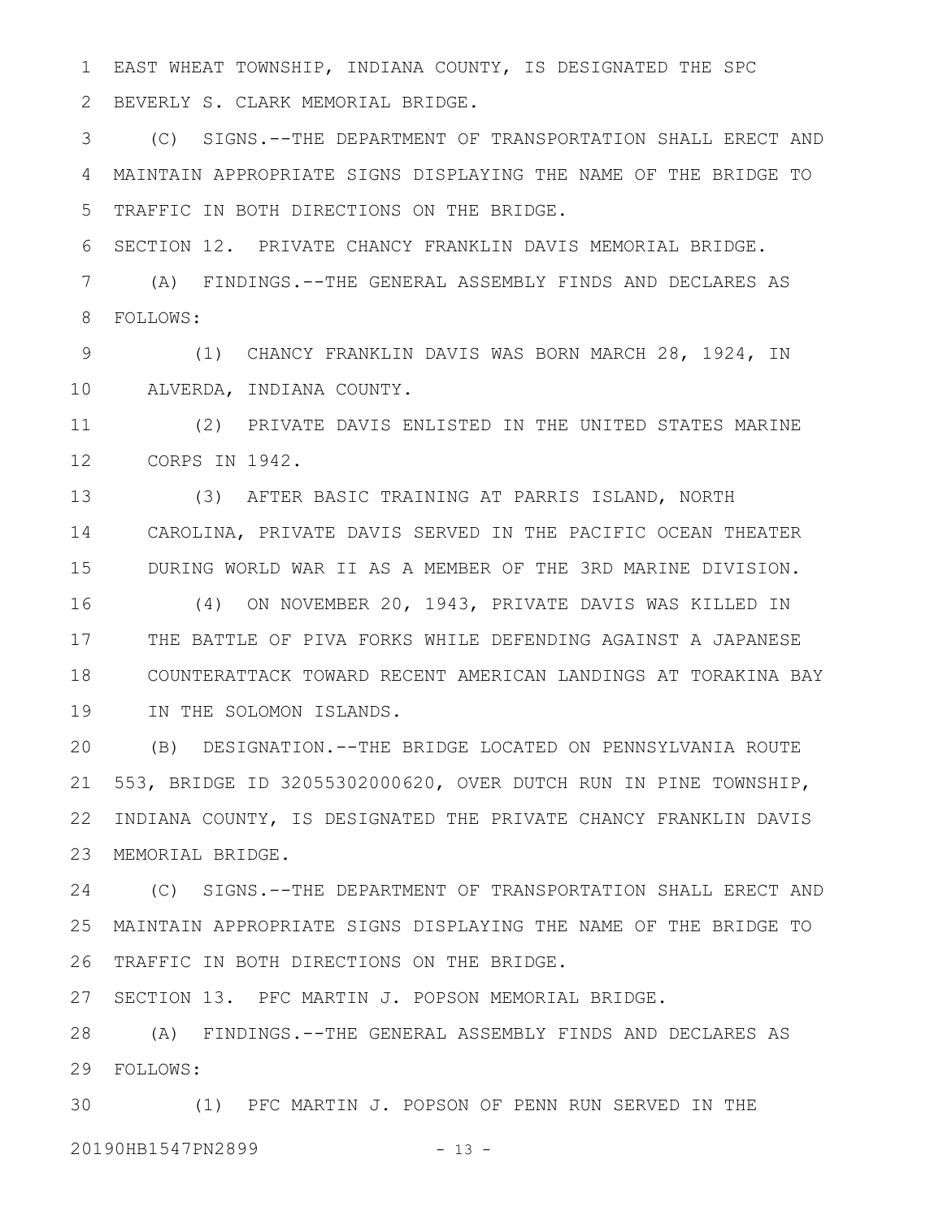EAST WHEAT TOWNSHIP, INDIANA COUNTY, IS DESIGNATED THE SPC BEVERLY S. CLARK MEMORIAL BRIDGE.

(C) SIGNS.--THE DEPARTMENT OF TRANSPORTATION SHALL ERECT AND MAINTAIN APPROPRIATE SIGNS DISPLAYING THE NAME OF THE BRIDGE TO TRAFFIC IN BOTH DIRECTIONS ON THE BRIDGE.

SECTION 12. PRIVATE CHANCY FRANKLIN DAVIS MEMORIAL BRIDGE.

(A) FINDINGS.--THE GENERAL ASSEMBLY FINDS AND DECLARES AS FOLLOWS:

(1) CHANCY FRANKLIN DAVIS WAS BORN MARCH 28, 1924, IN ALVERDA, INDIANA COUNTY.

(2) PRIVATE DAVIS ENLISTED IN THE UNITED STATES MARINE CORPS IN 1942.

(3) AFTER BASIC TRAINING AT PARRIS ISLAND, NORTH CAROLINA, PRIVATE DAVIS SERVED IN THE PACIFIC OCEAN THEATER DURING WORLD WAR II AS A MEMBER OF THE 3RD MARINE DIVISION.

(4) ON NOVEMBER 20, 1943, PRIVATE DAVIS WAS KILLED IN THE BATTLE OF PIVA FORKS WHILE DEFENDING AGAINST A JAPANESE COUNTERATTACK TOWARD RECENT AMERICAN LANDINGS AT TORAKINA BAY IN THE SOLOMON ISLANDS.

(B) DESIGNATION.--THE BRIDGE LOCATED ON PENNSYLVANIA ROUTE 553, BRIDGE ID 32055302000620, OVER DUTCH RUN IN PINE TOWNSHIP, INDIANA COUNTY, IS DESIGNATED THE PRIVATE CHANCY FRANKLIN DAVIS MEMORIAL BRIDGE.

(C) SIGNS.--THE DEPARTMENT OF TRANSPORTATION SHALL ERECT AND MAINTAIN APPROPRIATE SIGNS DISPLAYING THE NAME OF THE BRIDGE TO TRAFFIC IN BOTH DIRECTIONS ON THE BRIDGE.

SECTION 13. PFC MARTIN J. POPSON MEMORIAL BRIDGE.

(A) FINDINGS.--THE GENERAL ASSEMBLY FINDS AND DECLARES AS FOLLOWS:

(1) PFC MARTIN J. POPSON OF PENN RUN SERVED IN THE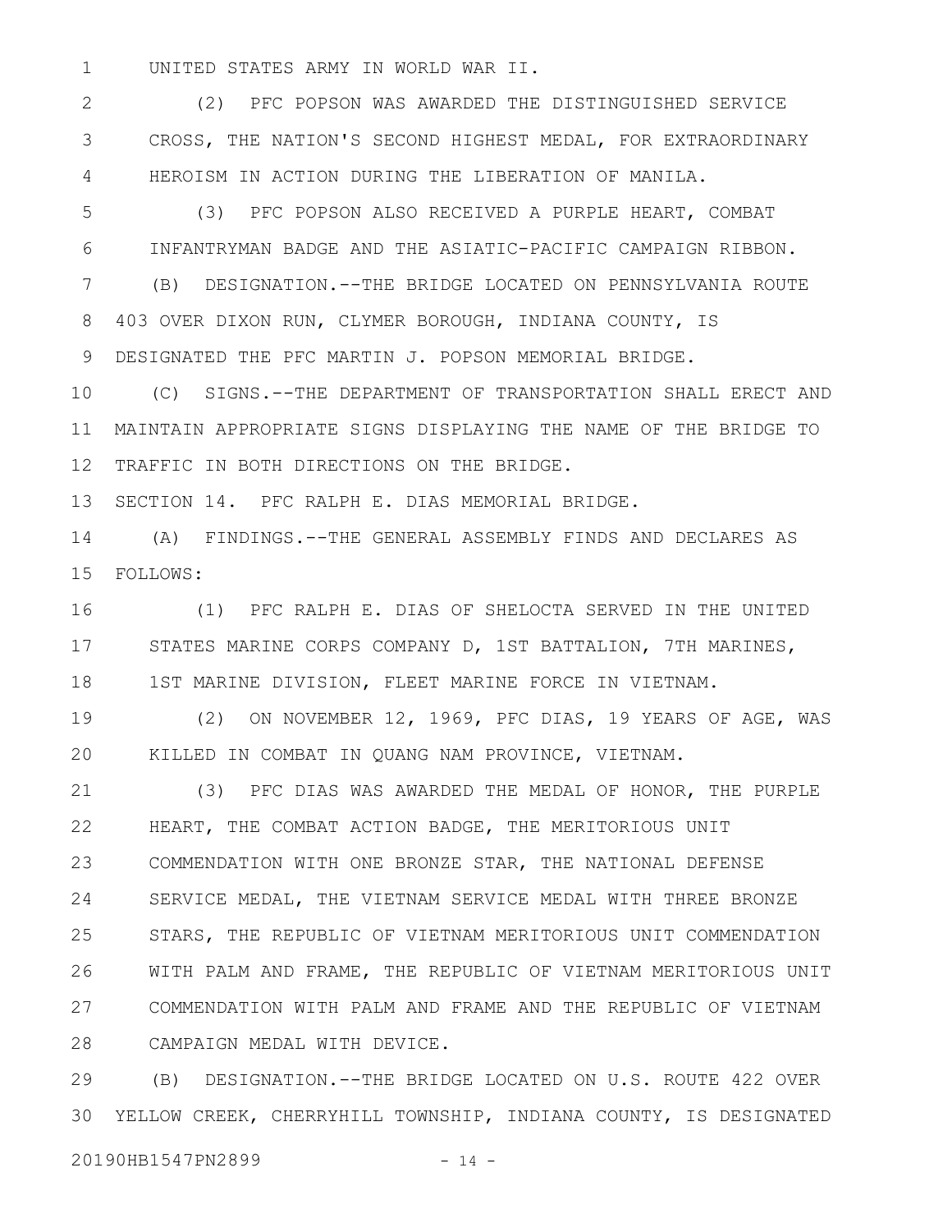UNITED STATES ARMY IN WORLD WAR II.

(2) PFC POPSON WAS AWARDED THE DISTINGUISHED SERVICE CROSS, THE NATION'S SECOND HIGHEST MEDAL, FOR EXTRAORDINARY HEROISM IN ACTION DURING THE LIBERATION OF MANILA.

(3) PFC POPSON ALSO RECEIVED A PURPLE HEART, COMBAT INFANTRYMAN BADGE AND THE ASIATIC-PACIFIC CAMPAIGN RIBBON.

(B) DESIGNATION.--THE BRIDGE LOCATED ON PENNSYLVANIA ROUTE 403 OVER DIXON RUN, CLYMER BOROUGH, INDIANA COUNTY, IS DESIGNATED THE PFC MARTIN J. POPSON MEMORIAL BRIDGE.

(C) SIGNS.--THE DEPARTMENT OF TRANSPORTATION SHALL ERECT AND MAINTAIN APPROPRIATE SIGNS DISPLAYING THE NAME OF THE BRIDGE TO TRAFFIC IN BOTH DIRECTIONS ON THE BRIDGE.

SECTION 14. PFC RALPH E. DIAS MEMORIAL BRIDGE.

(A) FINDINGS.--THE GENERAL ASSEMBLY FINDS AND DECLARES AS FOLLOWS:

(1) PFC RALPH E. DIAS OF SHELOCTA SERVED IN THE UNITED STATES MARINE CORPS COMPANY D, 1ST BATTALION, 7TH MARINES, 1ST MARINE DIVISION, FLEET MARINE FORCE IN VIETNAM.

(2) ON NOVEMBER 12, 1969, PFC DIAS, 19 YEARS OF AGE, WAS KILLED IN COMBAT IN QUANG NAM PROVINCE, VIETNAM.

(3) PFC DIAS WAS AWARDED THE MEDAL OF HONOR, THE PURPLE HEART, THE COMBAT ACTION BADGE, THE MERITORIOUS UNIT COMMENDATION WITH ONE BRONZE STAR, THE NATIONAL DEFENSE SERVICE MEDAL, THE VIETNAM SERVICE MEDAL WITH THREE BRONZE STARS, THE REPUBLIC OF VIETNAM MERITORIOUS UNIT COMMENDATION WITH PALM AND FRAME, THE REPUBLIC OF VIETNAM MERITORIOUS UNIT COMMENDATION WITH PALM AND FRAME AND THE REPUBLIC OF VIETNAM CAMPAIGN MEDAL WITH DEVICE.

(B) DESIGNATION.--THE BRIDGE LOCATED ON U.S. ROUTE 422 OVER YELLOW CREEK, CHERRYHILL TOWNSHIP, INDIANA COUNTY, IS DESIGNATED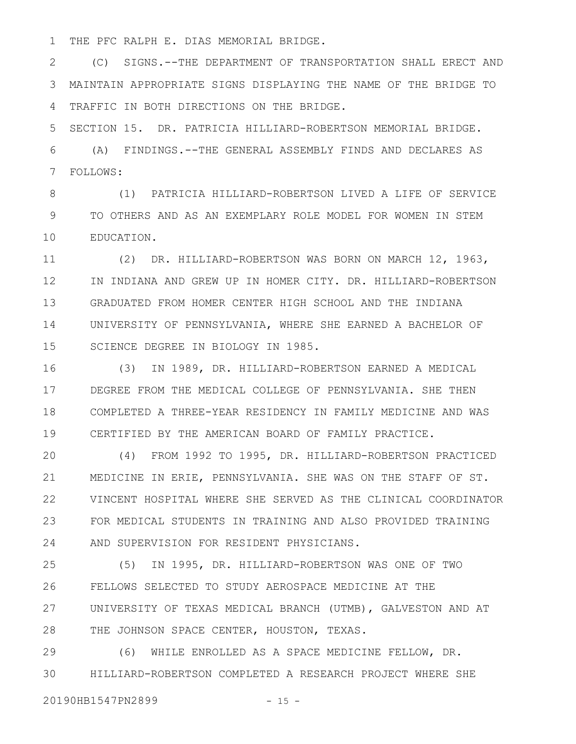THE PFC RALPH E. DIAS MEMORIAL BRIDGE.

(C) SIGNS.--THE DEPARTMENT OF TRANSPORTATION SHALL ERECT AND MAINTAIN APPROPRIATE SIGNS DISPLAYING THE NAME OF THE BRIDGE TO TRAFFIC IN BOTH DIRECTIONS ON THE BRIDGE.

SECTION 15. DR. PATRICIA HILLIARD-ROBERTSON MEMORIAL BRIDGE.

(A) FINDINGS.--THE GENERAL ASSEMBLY FINDS AND DECLARES AS FOLLOWS:

(1) PATRICIA HILLIARD-ROBERTSON LIVED A LIFE OF SERVICE TO OTHERS AND AS AN EXEMPLARY ROLE MODEL FOR WOMEN IN STEM EDUCATION.

(2) DR. HILLIARD-ROBERTSON WAS BORN ON MARCH 12, 1963, IN INDIANA AND GREW UP IN HOMER CITY. DR. HILLIARD-ROBERTSON GRADUATED FROM HOMER CENTER HIGH SCHOOL AND THE INDIANA UNIVERSITY OF PENNSYLVANIA, WHERE SHE EARNED A BACHELOR OF SCIENCE DEGREE IN BIOLOGY IN 1985.

(3) IN 1989, DR. HILLIARD-ROBERTSON EARNED A MEDICAL DEGREE FROM THE MEDICAL COLLEGE OF PENNSYLVANIA. SHE THEN COMPLETED A THREE-YEAR RESIDENCY IN FAMILY MEDICINE AND WAS CERTIFIED BY THE AMERICAN BOARD OF FAMILY PRACTICE.

(4) FROM 1992 TO 1995, DR. HILLIARD-ROBERTSON PRACTICED MEDICINE IN ERIE, PENNSYLVANIA. SHE WAS ON THE STAFF OF ST. VINCENT HOSPITAL WHERE SHE SERVED AS THE CLINICAL COORDINATOR FOR MEDICAL STUDENTS IN TRAINING AND ALSO PROVIDED TRAINING AND SUPERVISION FOR RESIDENT PHYSICIANS.

(5) IN 1995, DR. HILLIARD-ROBERTSON WAS ONE OF TWO FELLOWS SELECTED TO STUDY AEROSPACE MEDICINE AT THE UNIVERSITY OF TEXAS MEDICAL BRANCH (UTMB), GALVESTON AND AT THE JOHNSON SPACE CENTER, HOUSTON, TEXAS.

(6) WHILE ENROLLED AS A SPACE MEDICINE FELLOW, DR. HILLIARD-ROBERTSON COMPLETED A RESEARCH PROJECT WHERE SHE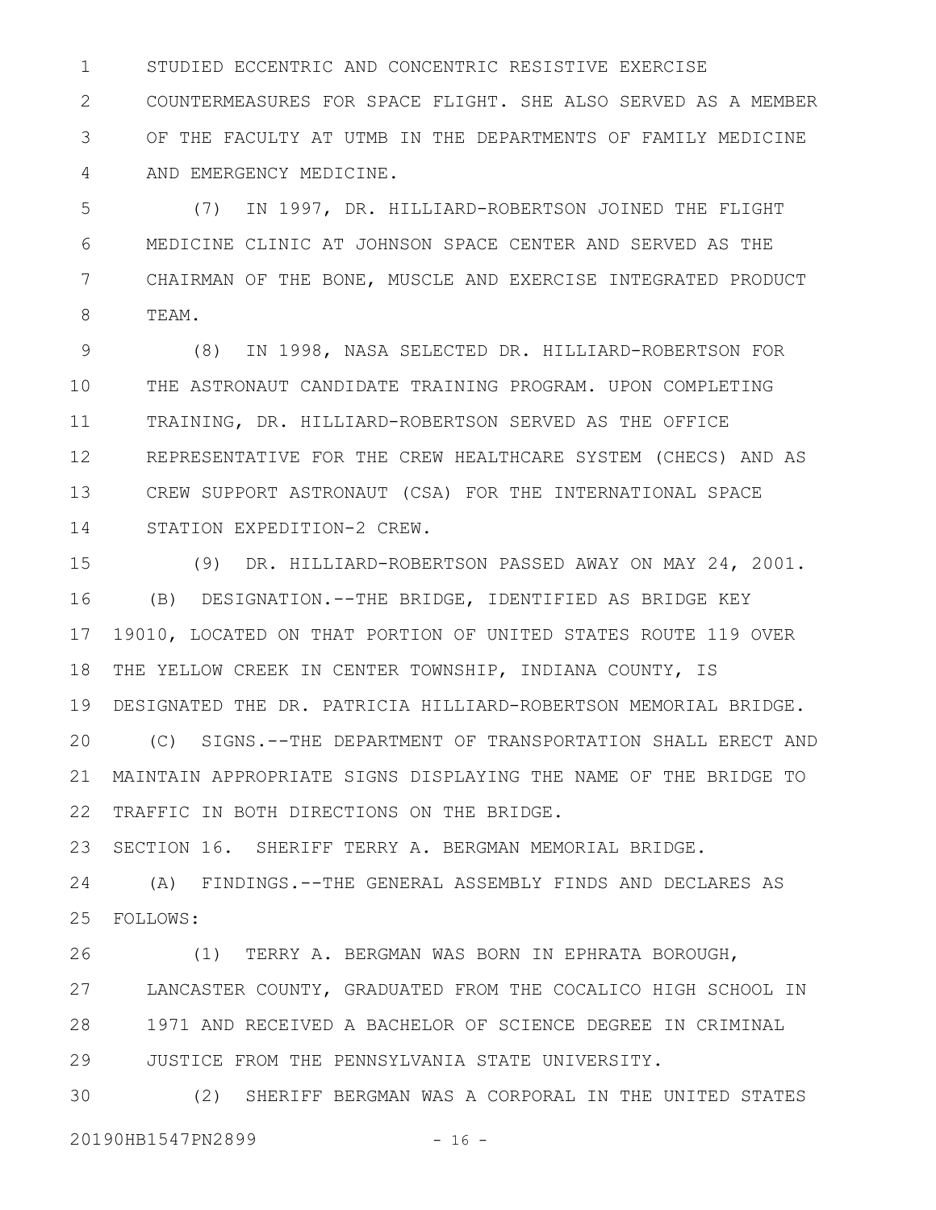STUDIED ECCENTRIC AND CONCENTRIC RESISTIVE EXERCISE COUNTERMEASURES FOR SPACE FLIGHT. SHE ALSO SERVED AS A MEMBER OF THE FACULTY AT UTMB IN THE DEPARTMENTS OF FAMILY MEDICINE AND EMERGENCY MEDICINE.

(7) IN 1997, DR. HILLIARD-ROBERTSON JOINED THE FLIGHT MEDICINE CLINIC AT JOHNSON SPACE CENTER AND SERVED AS THE CHAIRMAN OF THE BONE, MUSCLE AND EXERCISE INTEGRATED PRODUCT TEAM.

(8) IN 1998, NASA SELECTED DR. HILLIARD-ROBERTSON FOR THE ASTRONAUT CANDIDATE TRAINING PROGRAM. UPON COMPLETING TRAINING, DR. HILLIARD-ROBERTSON SERVED AS THE OFFICE REPRESENTATIVE FOR THE CREW HEALTHCARE SYSTEM (CHECS) AND AS CREW SUPPORT ASTRONAUT (CSA) FOR THE INTERNATIONAL SPACE STATION EXPEDITION-2 CREW.

(9) DR. HILLIARD-ROBERTSON PASSED AWAY ON MAY 24, 2001.

(B) DESIGNATION.--THE BRIDGE, IDENTIFIED AS BRIDGE KEY 19010, LOCATED ON THAT PORTION OF UNITED STATES ROUTE 119 OVER THE YELLOW CREEK IN CENTER TOWNSHIP, INDIANA COUNTY, IS DESIGNATED THE DR. PATRICIA HILLIARD-ROBERTSON MEMORIAL BRIDGE.

(C) SIGNS.--THE DEPARTMENT OF TRANSPORTATION SHALL ERECT AND MAINTAIN APPROPRIATE SIGNS DISPLAYING THE NAME OF THE BRIDGE TO TRAFFIC IN BOTH DIRECTIONS ON THE BRIDGE.

SECTION 16. SHERIFF TERRY A. BERGMAN MEMORIAL BRIDGE.

(A) FINDINGS.--THE GENERAL ASSEMBLY FINDS AND DECLARES AS FOLLOWS:

(1) TERRY A. BERGMAN WAS BORN IN EPHRATA BOROUGH, LANCASTER COUNTY, GRADUATED FROM THE COCALICO HIGH SCHOOL IN 1971 AND RECEIVED A BACHELOR OF SCIENCE DEGREE IN CRIMINAL JUSTICE FROM THE PENNSYLVANIA STATE UNIVERSITY.

(2) SHERIFF BERGMAN WAS A CORPORAL IN THE UNITED STATES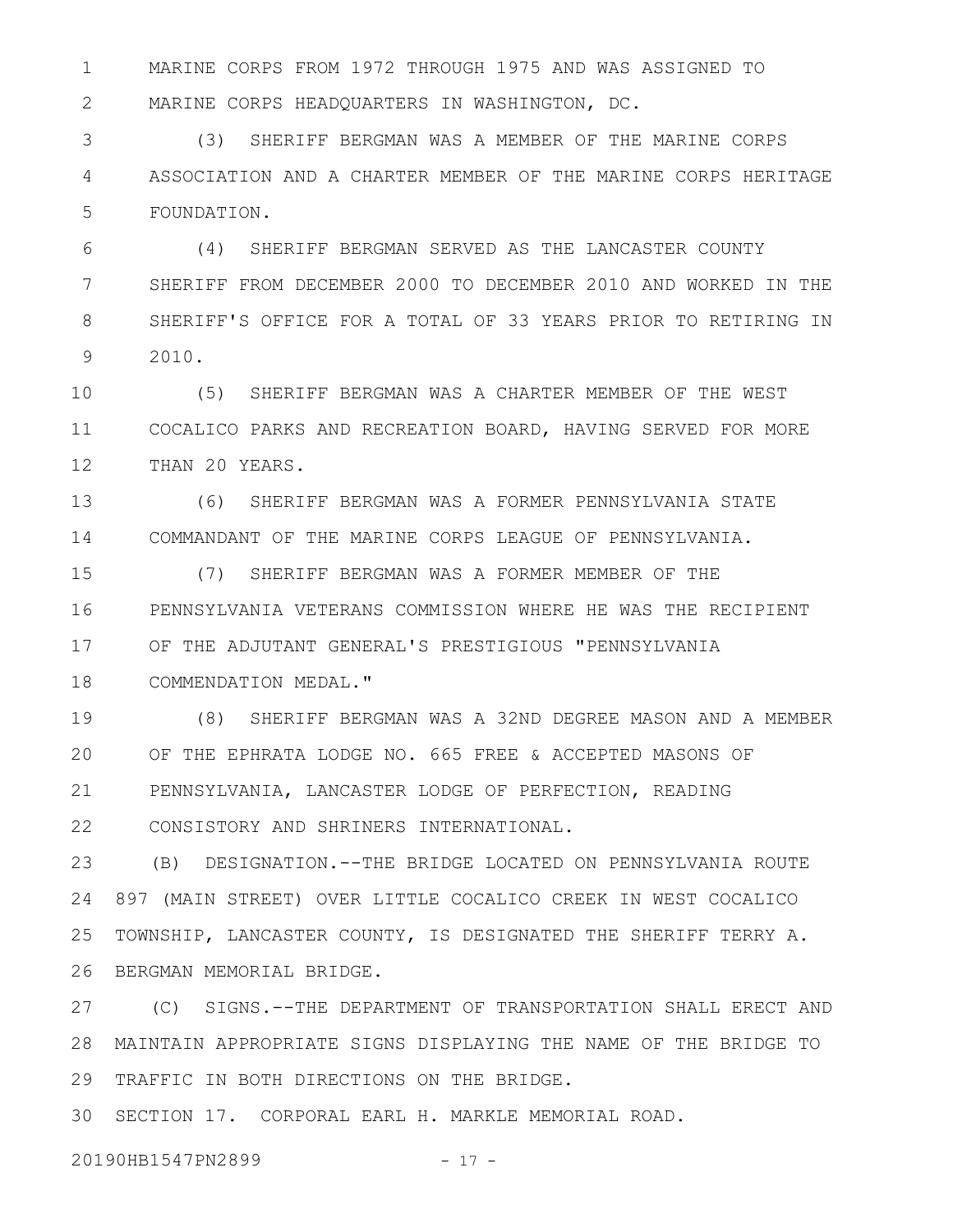MARINE CORPS FROM 1972 THROUGH 1975 AND WAS ASSIGNED TO MARINE CORPS HEADQUARTERS IN WASHINGTON, DC.

(3) SHERIFF BERGMAN WAS A MEMBER OF THE MARINE CORPS ASSOCIATION AND A CHARTER MEMBER OF THE MARINE CORPS HERITAGE FOUNDATION.

(4) SHERIFF BERGMAN SERVED AS THE LANCASTER COUNTY SHERIFF FROM DECEMBER 2000 TO DECEMBER 2010 AND WORKED IN THE SHERIFF'S OFFICE FOR A TOTAL OF 33 YEARS PRIOR TO RETIRING IN 2010.

(5) SHERIFF BERGMAN WAS A CHARTER MEMBER OF THE WEST COCALICO PARKS AND RECREATION BOARD, HAVING SERVED FOR MORE THAN 20 YEARS.

(6) SHERIFF BERGMAN WAS A FORMER PENNSYLVANIA STATE COMMANDANT OF THE MARINE CORPS LEAGUE OF PENNSYLVANIA.

(7) SHERIFF BERGMAN WAS A FORMER MEMBER OF THE PENNSYLVANIA VETERANS COMMISSION WHERE HE WAS THE RECIPIENT OF THE ADJUTANT GENERAL'S PRESTIGIOUS "PENNSYLVANIA COMMENDATION MEDAL."

(8) SHERIFF BERGMAN WAS A 32ND DEGREE MASON AND A MEMBER OF THE EPHRATA LODGE NO. 665 FREE & ACCEPTED MASONS OF PENNSYLVANIA, LANCASTER LODGE OF PERFECTION, READING CONSISTORY AND SHRINERS INTERNATIONAL.

(B) DESIGNATION.--THE BRIDGE LOCATED ON PENNSYLVANIA ROUTE 897 (MAIN STREET) OVER LITTLE COCALICO CREEK IN WEST COCALICO TOWNSHIP, LANCASTER COUNTY, IS DESIGNATED THE SHERIFF TERRY A. BERGMAN MEMORIAL BRIDGE.

(C) SIGNS.--THE DEPARTMENT OF TRANSPORTATION SHALL ERECT AND MAINTAIN APPROPRIATE SIGNS DISPLAYING THE NAME OF THE BRIDGE TO TRAFFIC IN BOTH DIRECTIONS ON THE BRIDGE.

SECTION 17. CORPORAL EARL H. MARKLE MEMORIAL ROAD.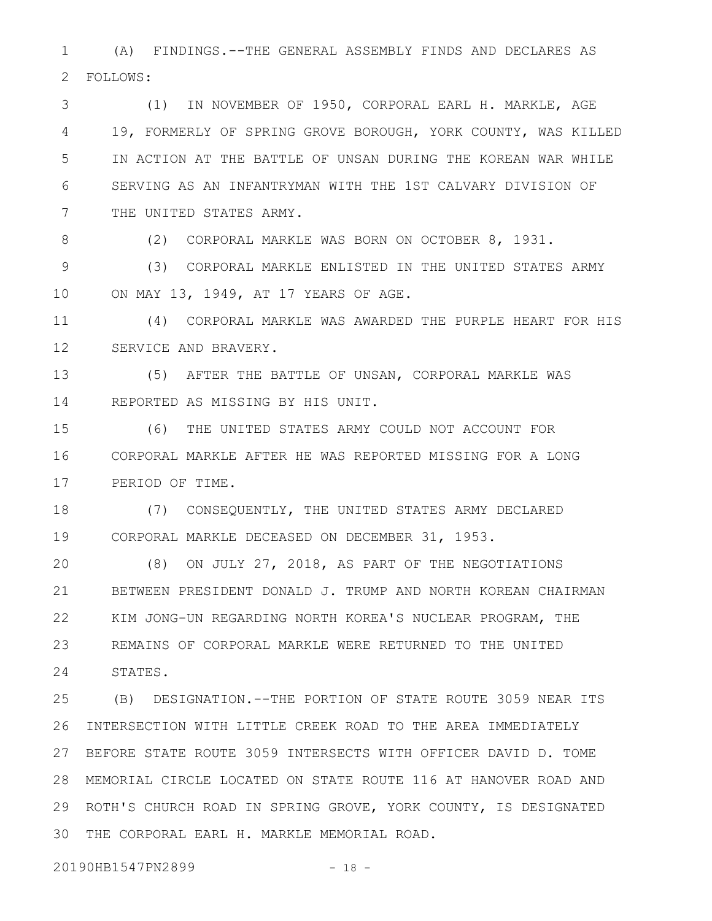(A) FINDINGS.--THE GENERAL ASSEMBLY FINDS AND DECLARES AS FOLLOWS:

(1) IN NOVEMBER OF 1950, CORPORAL EARL H. MARKLE, AGE 19, FORMERLY OF SPRING GROVE BOROUGH, YORK COUNTY, WAS KILLED IN ACTION AT THE BATTLE OF UNSAN DURING THE KOREAN WAR WHILE SERVING AS AN INFANTRYMAN WITH THE 1ST CALVARY DIVISION OF THE UNITED STATES ARMY.

(2) CORPORAL MARKLE WAS BORN ON OCTOBER 8, 1931.

(3) CORPORAL MARKLE ENLISTED IN THE UNITED STATES ARMY ON MAY 13, 1949, AT 17 YEARS OF AGE.

(4) CORPORAL MARKLE WAS AWARDED THE PURPLE HEART FOR HIS SERVICE AND BRAVERY.

(5) AFTER THE BATTLE OF UNSAN, CORPORAL MARKLE WAS REPORTED AS MISSING BY HIS UNIT.

(6) THE UNITED STATES ARMY COULD NOT ACCOUNT FOR CORPORAL MARKLE AFTER HE WAS REPORTED MISSING FOR A LONG PERIOD OF TIME.

(7) CONSEQUENTLY, THE UNITED STATES ARMY DECLARED CORPORAL MARKLE DECEASED ON DECEMBER 31, 1953.

(8) ON JULY 27, 2018, AS PART OF THE NEGOTIATIONS BETWEEN PRESIDENT DONALD J. TRUMP AND NORTH KOREAN CHAIRMAN KIM JONG-UN REGARDING NORTH KOREA'S NUCLEAR PROGRAM, THE REMAINS OF CORPORAL MARKLE WERE RETURNED TO THE UNITED STATES.

(B) DESIGNATION.--THE PORTION OF STATE ROUTE 3059 NEAR ITS INTERSECTION WITH LITTLE CREEK ROAD TO THE AREA IMMEDIATELY BEFORE STATE ROUTE 3059 INTERSECTS WITH OFFICER DAVID D. TOME MEMORIAL CIRCLE LOCATED ON STATE ROUTE 116 AT HANOVER ROAD AND ROTH'S CHURCH ROAD IN SPRING GROVE, YORK COUNTY, IS DESIGNATED THE CORPORAL EARL H. MARKLE MEMORIAL ROAD.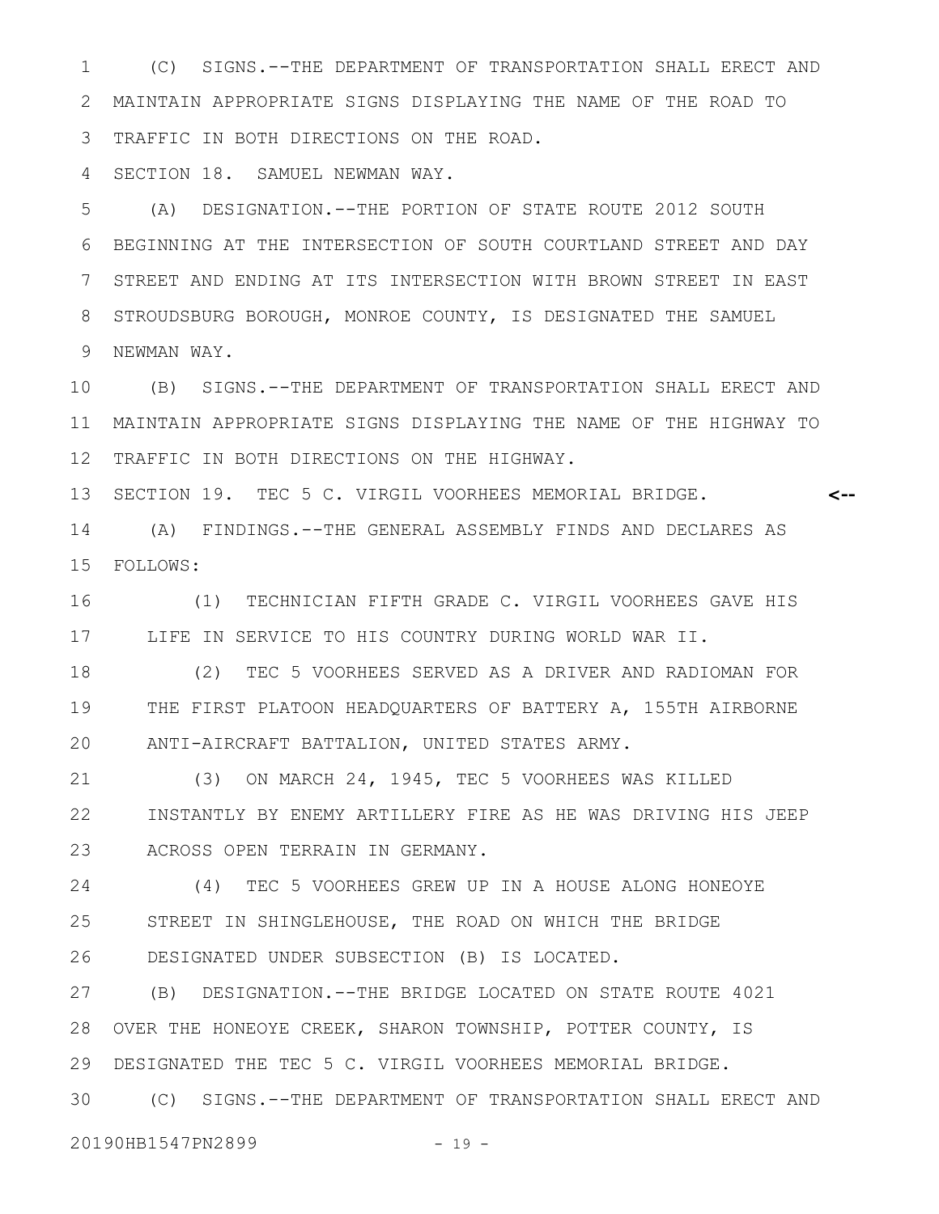(C) SIGNS.--THE DEPARTMENT OF TRANSPORTATION SHALL ERECT AND MAINTAIN APPROPRIATE SIGNS DISPLAYING THE NAME OF THE ROAD TO TRAFFIC IN BOTH DIRECTIONS ON THE ROAD.

SECTION 18. SAMUEL NEWMAN WAY.

(A) DESIGNATION.--THE PORTION OF STATE ROUTE 2012 SOUTH BEGINNING AT THE INTERSECTION OF SOUTH COURTLAND STREET AND DAY STREET AND ENDING AT ITS INTERSECTION WITH BROWN STREET IN EAST STROUDSBURG BOROUGH, MONROE COUNTY, IS DESIGNATED THE SAMUEL NEWMAN WAY.

(B) SIGNS.--THE DEPARTMENT OF TRANSPORTATION SHALL ERECT AND MAINTAIN APPROPRIATE SIGNS DISPLAYING THE NAME OF THE HIGHWAY TO TRAFFIC IN BOTH DIRECTIONS ON THE HIGHWAY.

SECTION 19. TEC 5 C. VIRGIL VOORHEES MEMORIAL BRIDGE.

(A) FINDINGS.--THE GENERAL ASSEMBLY FINDS AND DECLARES AS FOLLOWS:

(1) TECHNICIAN FIFTH GRADE C. VIRGIL VOORHEES GAVE HIS LIFE IN SERVICE TO HIS COUNTRY DURING WORLD WAR II.

(2) TEC 5 VOORHEES SERVED AS A DRIVER AND RADIOMAN FOR THE FIRST PLATOON HEADQUARTERS OF BATTERY A, 155TH AIRBORNE ANTI-AIRCRAFT BATTALION, UNITED STATES ARMY.

(3) ON MARCH 24, 1945, TEC 5 VOORHEES WAS KILLED INSTANTLY BY ENEMY ARTILLERY FIRE AS HE WAS DRIVING HIS JEEP ACROSS OPEN TERRAIN IN GERMANY.

(4) TEC 5 VOORHEES GREW UP IN A HOUSE ALONG HONEOYE STREET IN SHINGLEHOUSE, THE ROAD ON WHICH THE BRIDGE DESIGNATED UNDER SUBSECTION (B) IS LOCATED.

(B) DESIGNATION.--THE BRIDGE LOCATED ON STATE ROUTE 4021 OVER THE HONEOYE CREEK, SHARON TOWNSHIP, POTTER COUNTY, IS DESIGNATED THE TEC 5 C. VIRGIL VOORHEES MEMORIAL BRIDGE.

(C) SIGNS.--THE DEPARTMENT OF TRANSPORTATION SHALL ERECT AND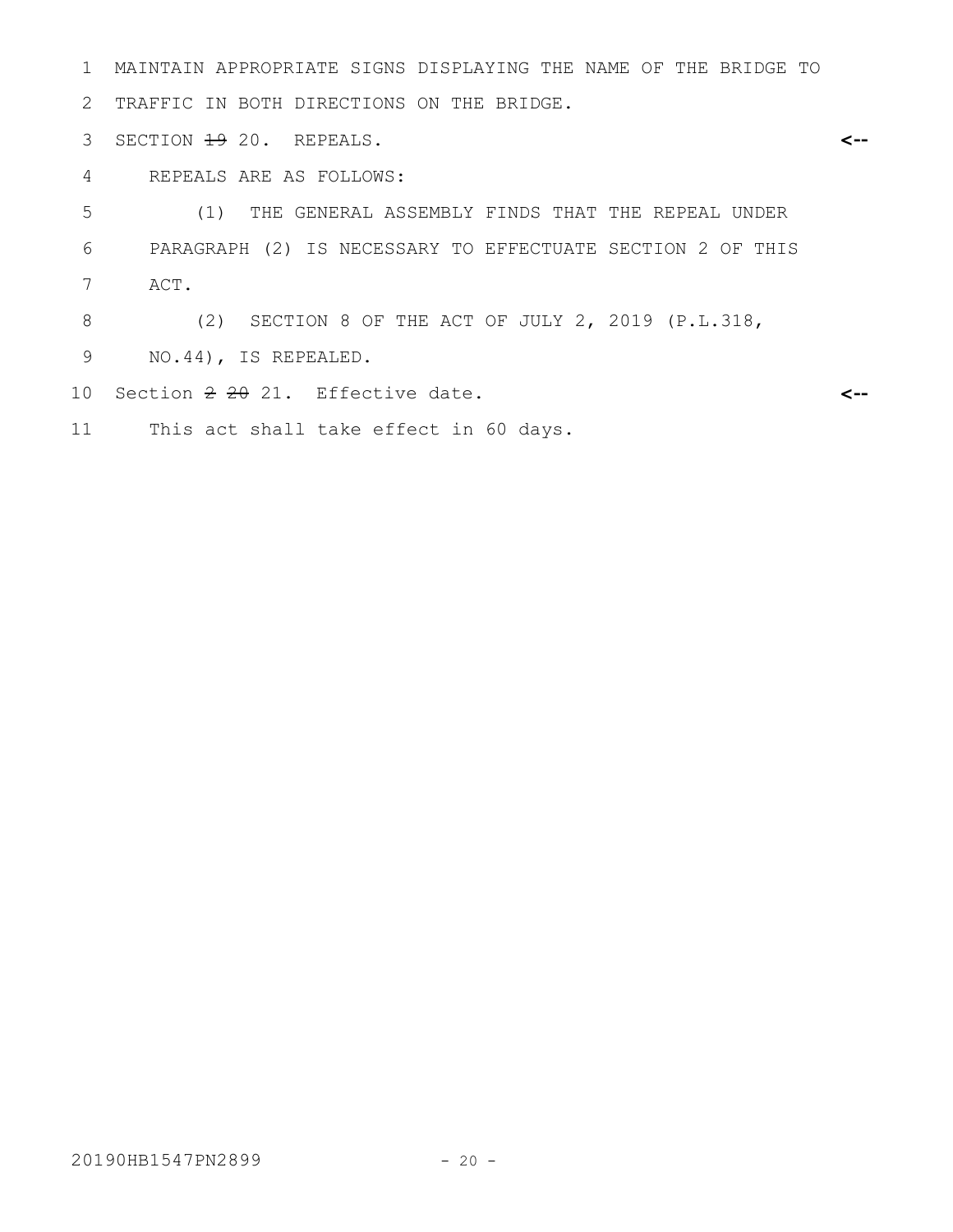MAINTAIN APPROPRIATE SIGNS DISPLAYING THE NAME OF THE BRIDGE TO TRAFFIC IN BOTH DIRECTIONS ON THE BRIDGE.

SECTION ~~19~~ 20. REPEALS.

REPEALS ARE AS FOLLOWS:

(1) THE GENERAL ASSEMBLY FINDS THAT THE REPEAL UNDER PARAGRAPH (2) IS NECESSARY TO EFFECTUATE SECTION 2 OF THIS ACT.

(2) SECTION 8 OF THE ACT OF JULY 2, 2019 (P.L.318, NO.44), IS REPEALED.

Section ~~2~~ ~~20~~ 21. Effective date.

This act shall take effect in 60 days.